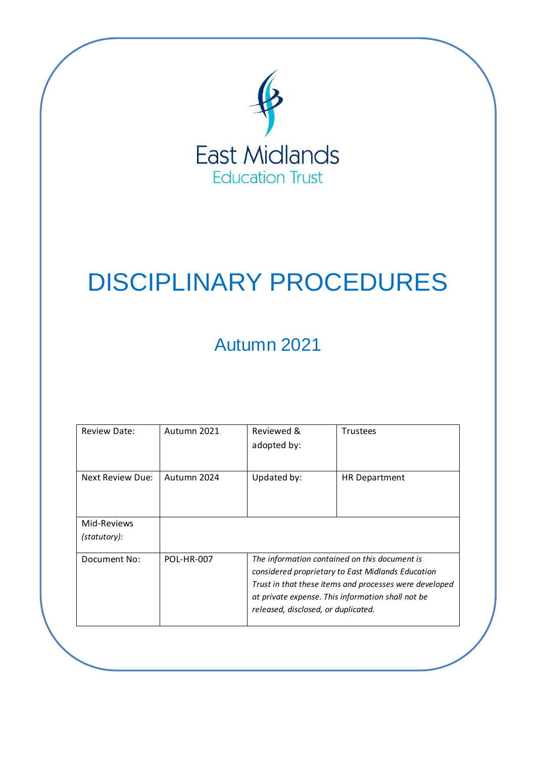East Midlands
Education Trust

# DISCIPLINARY PROCEDURES

## Autumn 2021

| Review Date: | Autumn 2021 | Reviewed & adopted by: | Trustees |
|---|---|---|---|
| Next Review Due: | Autumn 2024 | Updated by: | HR Department |
| Mid-Reviews *(statutory)*: | | | |
| Document No: | POL-HR-007 | *The information contained on this document is considered proprietary to East Midlands Education Trust in that these items and processes were developed at private expense. This information shall not be released, disclosed, or duplicated.* | |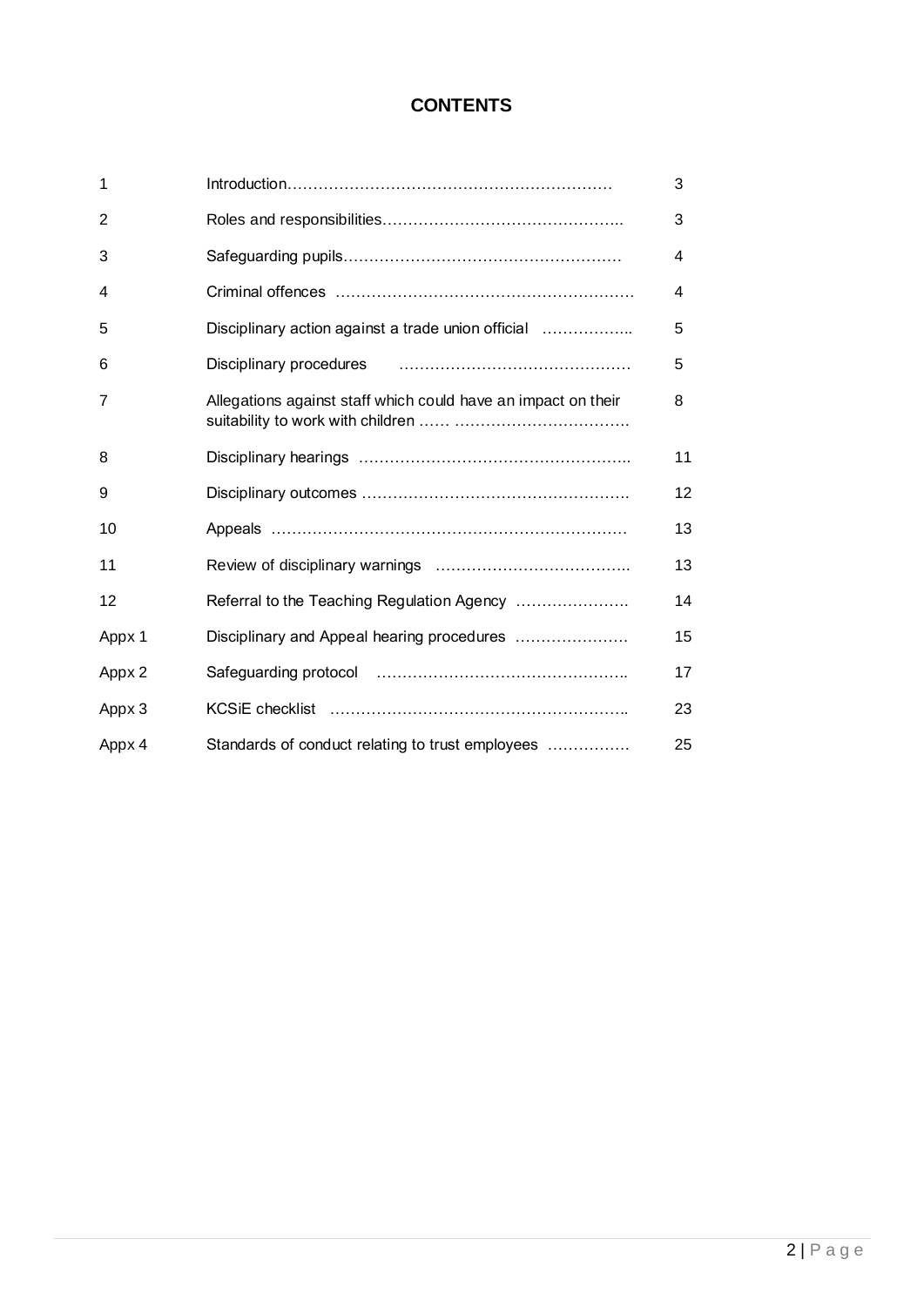# CONTENTS

| | | |
|---|---|---|
| 1 | Introduction | 3 |
| 2 | Roles and responsibilities | 3 |
| 3 | Safeguarding pupils | 4 |
| 4 | Criminal offences | 4 |
| 5 | Disciplinary action against a trade union official | 5 |
| 6 | Disciplinary procedures | 5 |
| 7 | Allegations against staff which could have an impact on their suitability to work with children | 8 |
| 8 | Disciplinary hearings | 11 |
| 9 | Disciplinary outcomes | 12 |
| 10 | Appeals | 13 |
| 11 | Review of disciplinary warnings | 13 |
| 12 | Referral to the Teaching Regulation Agency | 14 |
| Appx 1 | Disciplinary and Appeal hearing procedures | 15 |
| Appx 2 | Safeguarding protocol | 17 |
| Appx 3 | KCSiE checklist | 23 |
| Appx 4 | Standards of conduct relating to trust employees | 25 |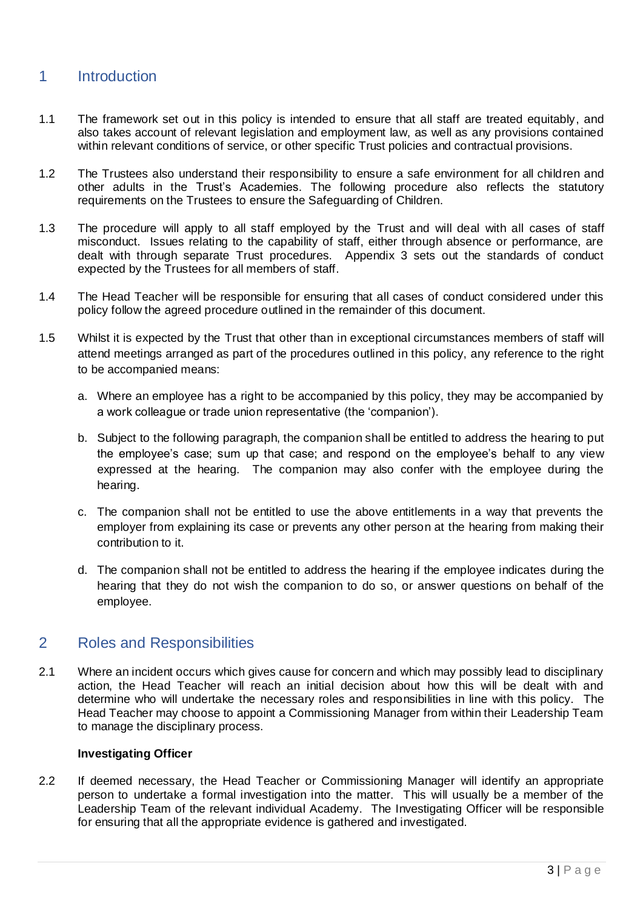## 1 Introduction

1.1 The framework set out in this policy is intended to ensure that all staff are treated equitably, and also takes account of relevant legislation and employment law, as well as any provisions contained within relevant conditions of service, or other specific Trust policies and contractual provisions.

1.2 The Trustees also understand their responsibility to ensure a safe environment for all children and other adults in the Trust's Academies. The following procedure also reflects the statutory requirements on the Trustees to ensure the Safeguarding of Children.

1.3 The procedure will apply to all staff employed by the Trust and will deal with all cases of staff misconduct. Issues relating to the capability of staff, either through absence or performance, are dealt with through separate Trust procedures. Appendix 3 sets out the standards of conduct expected by the Trustees for all members of staff.

1.4 The Head Teacher will be responsible for ensuring that all cases of conduct considered under this policy follow the agreed procedure outlined in the remainder of this document.

1.5 Whilst it is expected by the Trust that other than in exceptional circumstances members of staff will attend meetings arranged as part of the procedures outlined in this policy, any reference to the right to be accompanied means:

a. Where an employee has a right to be accompanied by this policy, they may be accompanied by a work colleague or trade union representative (the 'companion').

b. Subject to the following paragraph, the companion shall be entitled to address the hearing to put the employee's case; sum up that case; and respond on the employee's behalf to any view expressed at the hearing. The companion may also confer with the employee during the hearing.

c. The companion shall not be entitled to use the above entitlements in a way that prevents the employer from explaining its case or prevents any other person at the hearing from making their contribution to it.

d. The companion shall not be entitled to address the hearing if the employee indicates during the hearing that they do not wish the companion to do so, or answer questions on behalf of the employee.

## 2 Roles and Responsibilities

2.1 Where an incident occurs which gives cause for concern and which may possibly lead to disciplinary action, the Head Teacher will reach an initial decision about how this will be dealt with and determine who will undertake the necessary roles and responsibilities in line with this policy. The Head Teacher may choose to appoint a Commissioning Manager from within their Leadership Team to manage the disciplinary process.

**Investigating Officer**

2.2 If deemed necessary, the Head Teacher or Commissioning Manager will identify an appropriate person to undertake a formal investigation into the matter. This will usually be a member of the Leadership Team of the relevant individual Academy. The Investigating Officer will be responsible for ensuring that all the appropriate evidence is gathered and investigated.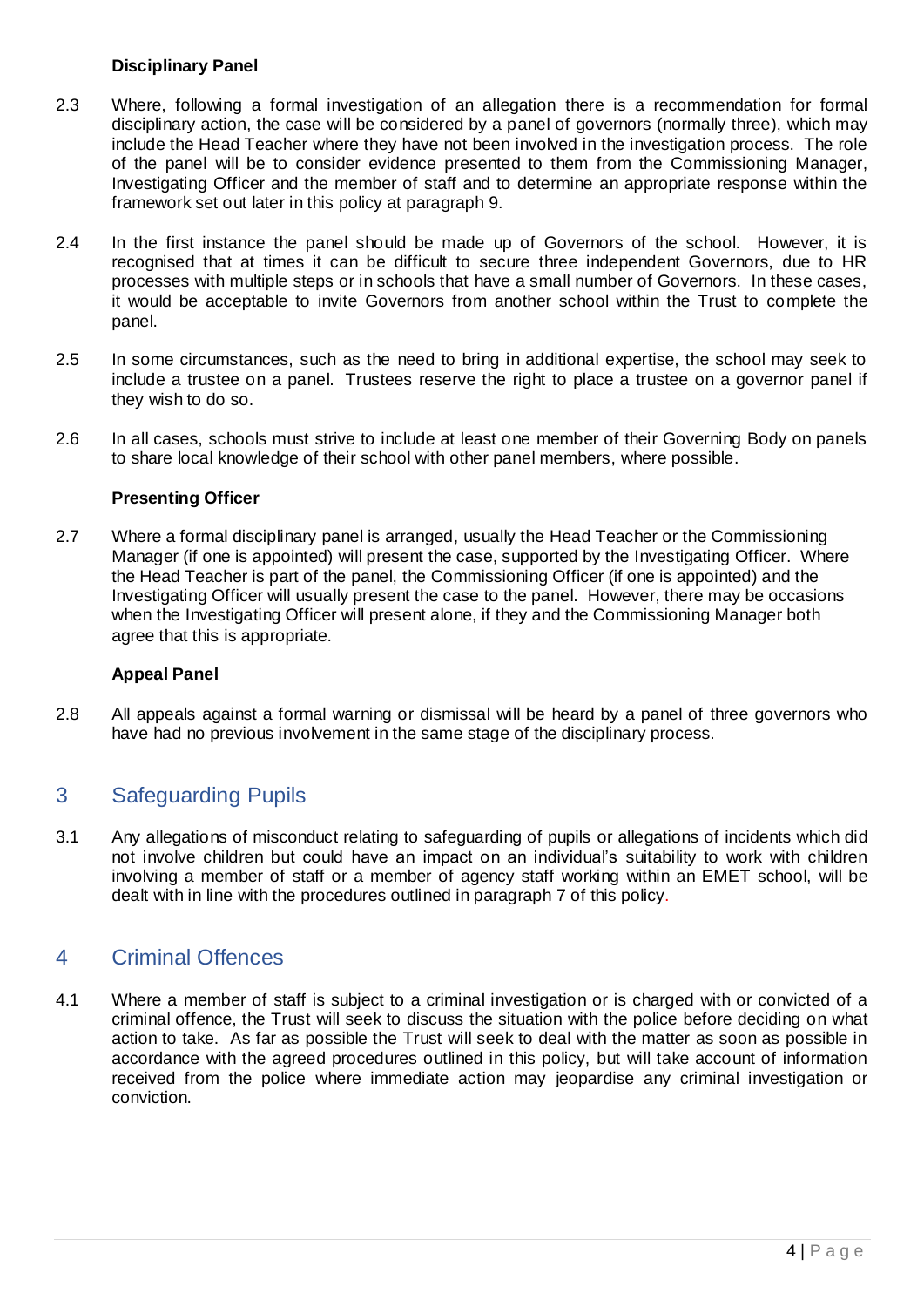**Disciplinary Panel**

2.3 Where, following a formal investigation of an allegation there is a recommendation for formal disciplinary action, the case will be considered by a panel of governors (normally three), which may include the Head Teacher where they have not been involved in the investigation process. The role of the panel will be to consider evidence presented to them from the Commissioning Manager, Investigating Officer and the member of staff and to determine an appropriate response within the framework set out later in this policy at paragraph 9.

2.4 In the first instance the panel should be made up of Governors of the school. However, it is recognised that at times it can be difficult to secure three independent Governors, due to HR processes with multiple steps or in schools that have a small number of Governors. In these cases, it would be acceptable to invite Governors from another school within the Trust to complete the panel.

2.5 In some circumstances, such as the need to bring in additional expertise, the school may seek to include a trustee on a panel. Trustees reserve the right to place a trustee on a governor panel if they wish to do so.

2.6 In all cases, schools must strive to include at least one member of their Governing Body on panels to share local knowledge of their school with other panel members, where possible.

**Presenting Officer**

2.7 Where a formal disciplinary panel is arranged, usually the Head Teacher or the Commissioning Manager (if one is appointed) will present the case, supported by the Investigating Officer. Where the Head Teacher is part of the panel, the Commissioning Officer (if one is appointed) and the Investigating Officer will usually present the case to the panel. However, there may be occasions when the Investigating Officer will present alone, if they and the Commissioning Manager both agree that this is appropriate.

**Appeal Panel**

2.8 All appeals against a formal warning or dismissal will be heard by a panel of three governors who have had no previous involvement in the same stage of the disciplinary process.

## 3 Safeguarding Pupils

3.1 Any allegations of misconduct relating to safeguarding of pupils or allegations of incidents which did not involve children but could have an impact on an individual's suitability to work with children involving a member of staff or a member of agency staff working within an EMET school, will be dealt with in line with the procedures outlined in paragraph 7 of this policy.

## 4 Criminal Offences

4.1 Where a member of staff is subject to a criminal investigation or is charged with or convicted of a criminal offence, the Trust will seek to discuss the situation with the police before deciding on what action to take. As far as possible the Trust will seek to deal with the matter as soon as possible in accordance with the agreed procedures outlined in this policy, but will take account of information received from the police where immediate action may jeopardise any criminal investigation or conviction.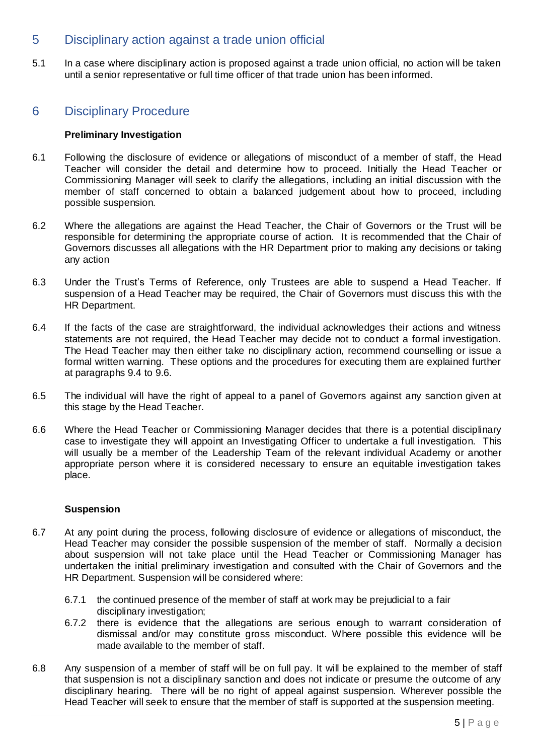## 5 Disciplinary action against a trade union official

5.1 In a case where disciplinary action is proposed against a trade union official, no action will be taken until a senior representative or full time officer of that trade union has been informed.

## 6 Disciplinary Procedure

**Preliminary Investigation**

6.1 Following the disclosure of evidence or allegations of misconduct of a member of staff, the Head Teacher will consider the detail and determine how to proceed. Initially the Head Teacher or Commissioning Manager will seek to clarify the allegations, including an initial discussion with the member of staff concerned to obtain a balanced judgement about how to proceed, including possible suspension.

6.2 Where the allegations are against the Head Teacher, the Chair of Governors or the Trust will be responsible for determining the appropriate course of action. It is recommended that the Chair of Governors discusses all allegations with the HR Department prior to making any decisions or taking any action

6.3 Under the Trust's Terms of Reference, only Trustees are able to suspend a Head Teacher. If suspension of a Head Teacher may be required, the Chair of Governors must discuss this with the HR Department.

6.4 If the facts of the case are straightforward, the individual acknowledges their actions and witness statements are not required, the Head Teacher may decide not to conduct a formal investigation. The Head Teacher may then either take no disciplinary action, recommend counselling or issue a formal written warning. These options and the procedures for executing them are explained further at paragraphs 9.4 to 9.6.

6.5 The individual will have the right of appeal to a panel of Governors against any sanction given at this stage by the Head Teacher.

6.6 Where the Head Teacher or Commissioning Manager decides that there is a potential disciplinary case to investigate they will appoint an Investigating Officer to undertake a full investigation. This will usually be a member of the Leadership Team of the relevant individual Academy or another appropriate person where it is considered necessary to ensure an equitable investigation takes place.

**Suspension**

6.7 At any point during the process, following disclosure of evidence or allegations of misconduct, the Head Teacher may consider the possible suspension of the member of staff. Normally a decision about suspension will not take place until the Head Teacher or Commissioning Manager has undertaken the initial preliminary investigation and consulted with the Chair of Governors and the HR Department. Suspension will be considered where:

6.7.1 the continued presence of the member of staff at work may be prejudicial to a fair disciplinary investigation;

6.7.2 there is evidence that the allegations are serious enough to warrant consideration of dismissal and/or may constitute gross misconduct. Where possible this evidence will be made available to the member of staff.

6.8 Any suspension of a member of staff will be on full pay. It will be explained to the member of staff that suspension is not a disciplinary sanction and does not indicate or presume the outcome of any disciplinary hearing. There will be no right of appeal against suspension. Wherever possible the Head Teacher will seek to ensure that the member of staff is supported at the suspension meeting.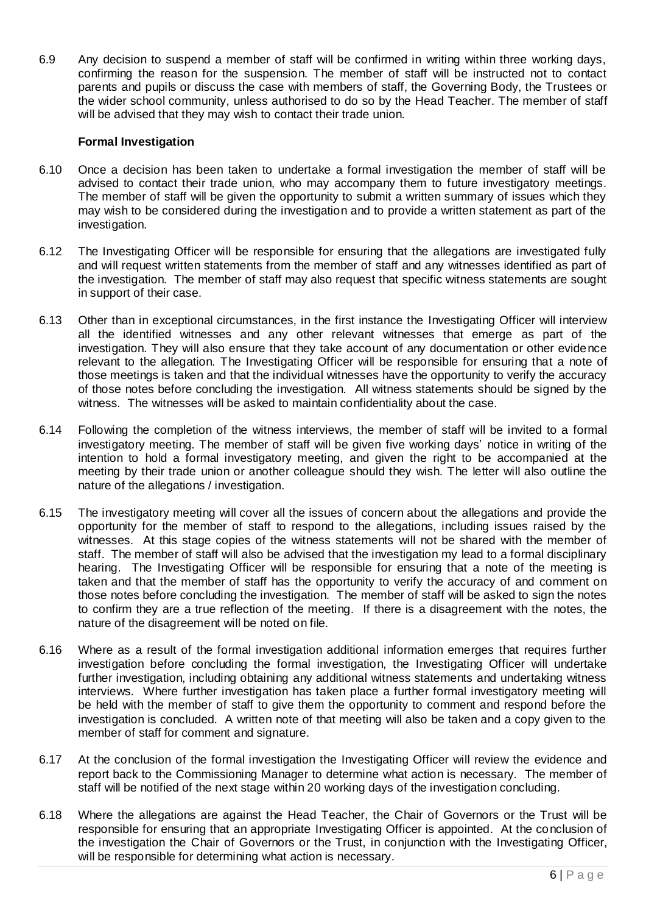6.9 Any decision to suspend a member of staff will be confirmed in writing within three working days, confirming the reason for the suspension. The member of staff will be instructed not to contact parents and pupils or discuss the case with members of staff, the Governing Body, the Trustees or the wider school community, unless authorised to do so by the Head Teacher. The member of staff will be advised that they may wish to contact their trade union.

**Formal Investigation**

6.10 Once a decision has been taken to undertake a formal investigation the member of staff will be advised to contact their trade union, who may accompany them to future investigatory meetings. The member of staff will be given the opportunity to submit a written summary of issues which they may wish to be considered during the investigation and to provide a written statement as part of the investigation.

6.12 The Investigating Officer will be responsible for ensuring that the allegations are investigated fully and will request written statements from the member of staff and any witnesses identified as part of the investigation. The member of staff may also request that specific witness statements are sought in support of their case.

6.13 Other than in exceptional circumstances, in the first instance the Investigating Officer will interview all the identified witnesses and any other relevant witnesses that emerge as part of the investigation. They will also ensure that they take account of any documentation or other evidence relevant to the allegation. The Investigating Officer will be responsible for ensuring that a note of those meetings is taken and that the individual witnesses have the opportunity to verify the accuracy of those notes before concluding the investigation. All witness statements should be signed by the witness. The witnesses will be asked to maintain confidentiality about the case.

6.14 Following the completion of the witness interviews, the member of staff will be invited to a formal investigatory meeting. The member of staff will be given five working days' notice in writing of the intention to hold a formal investigatory meeting, and given the right to be accompanied at the meeting by their trade union or another colleague should they wish. The letter will also outline the nature of the allegations / investigation.

6.15 The investigatory meeting will cover all the issues of concern about the allegations and provide the opportunity for the member of staff to respond to the allegations, including issues raised by the witnesses. At this stage copies of the witness statements will not be shared with the member of staff. The member of staff will also be advised that the investigation my lead to a formal disciplinary hearing. The Investigating Officer will be responsible for ensuring that a note of the meeting is taken and that the member of staff has the opportunity to verify the accuracy of and comment on those notes before concluding the investigation. The member of staff will be asked to sign the notes to confirm they are a true reflection of the meeting. If there is a disagreement with the notes, the nature of the disagreement will be noted on file.

6.16 Where as a result of the formal investigation additional information emerges that requires further investigation before concluding the formal investigation, the Investigating Officer will undertake further investigation, including obtaining any additional witness statements and undertaking witness interviews. Where further investigation has taken place a further formal investigatory meeting will be held with the member of staff to give them the opportunity to comment and respond before the investigation is concluded. A written note of that meeting will also be taken and a copy given to the member of staff for comment and signature.

6.17 At the conclusion of the formal investigation the Investigating Officer will review the evidence and report back to the Commissioning Manager to determine what action is necessary. The member of staff will be notified of the next stage within 20 working days of the investigation concluding.

6.18 Where the allegations are against the Head Teacher, the Chair of Governors or the Trust will be responsible for ensuring that an appropriate Investigating Officer is appointed. At the conclusion of the investigation the Chair of Governors or the Trust, in conjunction with the Investigating Officer, will be responsible for determining what action is necessary.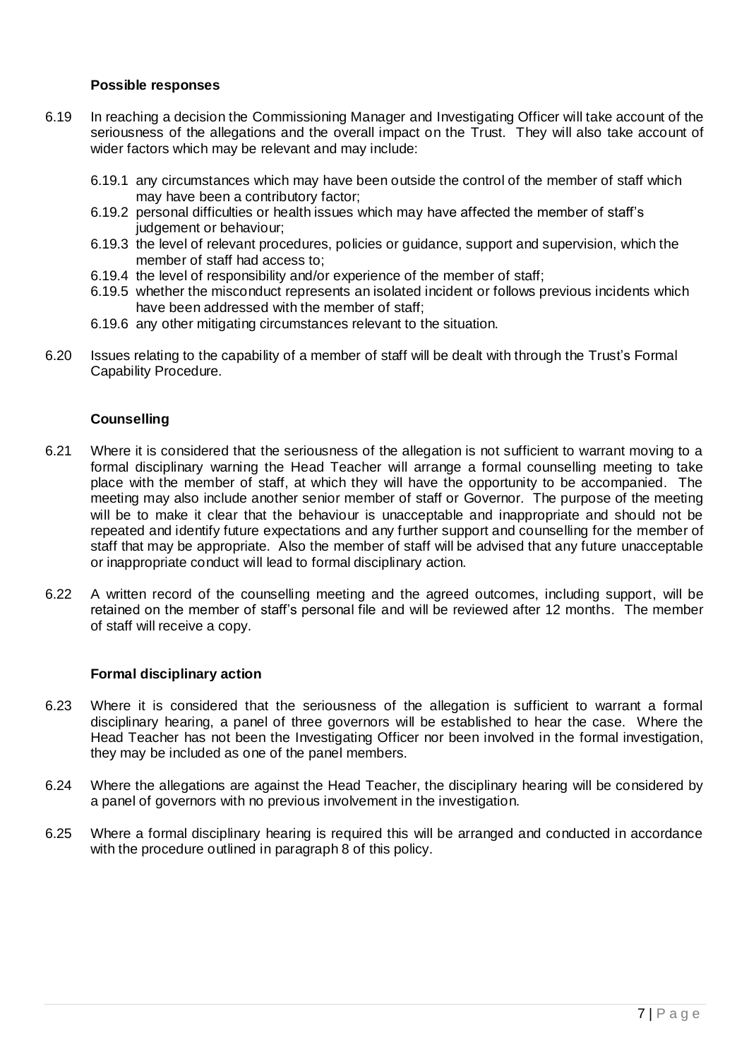### Possible responses

6.19 In reaching a decision the Commissioning Manager and Investigating Officer will take account of the seriousness of the allegations and the overall impact on the Trust. They will also take account of wider factors which may be relevant and may include:

- 6.19.1 any circumstances which may have been outside the control of the member of staff which may have been a contributory factor;
- 6.19.2 personal difficulties or health issues which may have affected the member of staff's judgement or behaviour;
- 6.19.3 the level of relevant procedures, policies or guidance, support and supervision, which the member of staff had access to;
- 6.19.4 the level of responsibility and/or experience of the member of staff;
- 6.19.5 whether the misconduct represents an isolated incident or follows previous incidents which have been addressed with the member of staff;
- 6.19.6 any other mitigating circumstances relevant to the situation.

6.20 Issues relating to the capability of a member of staff will be dealt with through the Trust's Formal Capability Procedure.

### Counselling

6.21 Where it is considered that the seriousness of the allegation is not sufficient to warrant moving to a formal disciplinary warning the Head Teacher will arrange a formal counselling meeting to take place with the member of staff, at which they will have the opportunity to be accompanied. The meeting may also include another senior member of staff or Governor. The purpose of the meeting will be to make it clear that the behaviour is unacceptable and inappropriate and should not be repeated and identify future expectations and any further support and counselling for the member of staff that may be appropriate. Also the member of staff will be advised that any future unacceptable or inappropriate conduct will lead to formal disciplinary action.

6.22 A written record of the counselling meeting and the agreed outcomes, including support, will be retained on the member of staff's personal file and will be reviewed after 12 months. The member of staff will receive a copy.

### Formal disciplinary action

6.23 Where it is considered that the seriousness of the allegation is sufficient to warrant a formal disciplinary hearing, a panel of three governors will be established to hear the case. Where the Head Teacher has not been the Investigating Officer nor been involved in the formal investigation, they may be included as one of the panel members.

6.24 Where the allegations are against the Head Teacher, the disciplinary hearing will be considered by a panel of governors with no previous involvement in the investigation.

6.25 Where a formal disciplinary hearing is required this will be arranged and conducted in accordance with the procedure outlined in paragraph 8 of this policy.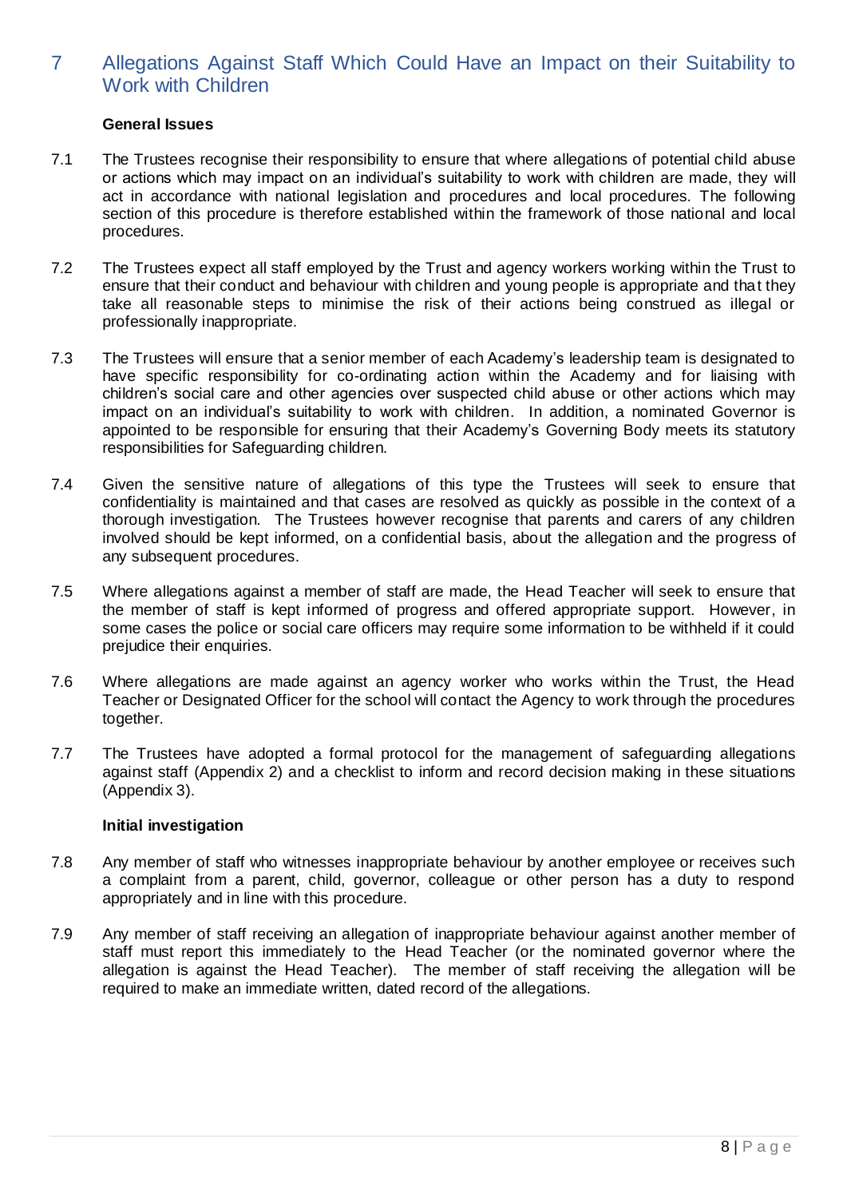## 7 Allegations Against Staff Which Could Have an Impact on their Suitability to Work with Children

**General Issues**

7.1 The Trustees recognise their responsibility to ensure that where allegations of potential child abuse or actions which may impact on an individual's suitability to work with children are made, they will act in accordance with national legislation and procedures and local procedures. The following section of this procedure is therefore established within the framework of those national and local procedures.

7.2 The Trustees expect all staff employed by the Trust and agency workers working within the Trust to ensure that their conduct and behaviour with children and young people is appropriate and that they take all reasonable steps to minimise the risk of their actions being construed as illegal or professionally inappropriate.

7.3 The Trustees will ensure that a senior member of each Academy's leadership team is designated to have specific responsibility for co-ordinating action within the Academy and for liaising with children's social care and other agencies over suspected child abuse or other actions which may impact on an individual's suitability to work with children. In addition, a nominated Governor is appointed to be responsible for ensuring that their Academy's Governing Body meets its statutory responsibilities for Safeguarding children.

7.4 Given the sensitive nature of allegations of this type the Trustees will seek to ensure that confidentiality is maintained and that cases are resolved as quickly as possible in the context of a thorough investigation. The Trustees however recognise that parents and carers of any children involved should be kept informed, on a confidential basis, about the allegation and the progress of any subsequent procedures.

7.5 Where allegations against a member of staff are made, the Head Teacher will seek to ensure that the member of staff is kept informed of progress and offered appropriate support. However, in some cases the police or social care officers may require some information to be withheld if it could prejudice their enquiries.

7.6 Where allegations are made against an agency worker who works within the Trust, the Head Teacher or Designated Officer for the school will contact the Agency to work through the procedures together.

7.7 The Trustees have adopted a formal protocol for the management of safeguarding allegations against staff (Appendix 2) and a checklist to inform and record decision making in these situations (Appendix 3).

**Initial investigation**

7.8 Any member of staff who witnesses inappropriate behaviour by another employee or receives such a complaint from a parent, child, governor, colleague or other person has a duty to respond appropriately and in line with this procedure.

7.9 Any member of staff receiving an allegation of inappropriate behaviour against another member of staff must report this immediately to the Head Teacher (or the nominated governor where the allegation is against the Head Teacher). The member of staff receiving the allegation will be required to make an immediate written, dated record of the allegations.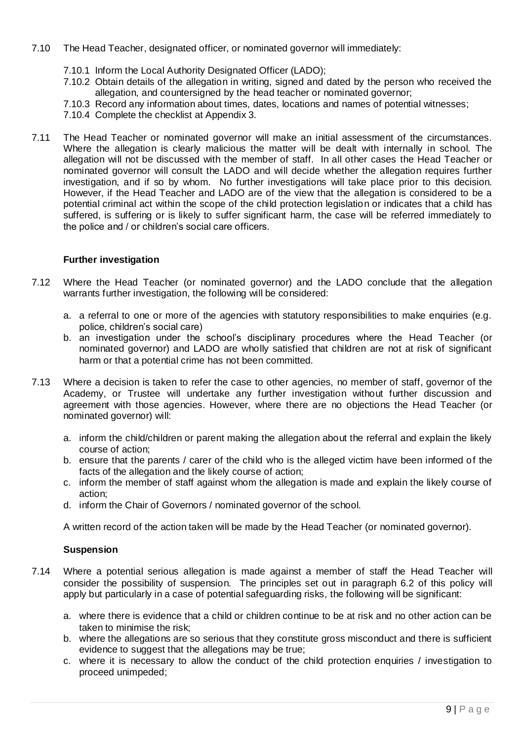7.10 The Head Teacher, designated officer, or nominated governor will immediately:

7.10.1 Inform the Local Authority Designated Officer (LADO);
7.10.2 Obtain details of the allegation in writing, signed and dated by the person who received the allegation, and countersigned by the head teacher or nominated governor;
7.10.3 Record any information about times, dates, locations and names of potential witnesses;
7.10.4 Complete the checklist at Appendix 3.

7.11 The Head Teacher or nominated governor will make an initial assessment of the circumstances. Where the allegation is clearly malicious the matter will be dealt with internally in school. The allegation will not be discussed with the member of staff. In all other cases the Head Teacher or nominated governor will consult the LADO and will decide whether the allegation requires further investigation, and if so by whom. No further investigations will take place prior to this decision. However, if the Head Teacher and LADO are of the view that the allegation is considered to be a potential criminal act within the scope of the child protection legislation or indicates that a child has suffered, is suffering or is likely to suffer significant harm, the case will be referred immediately to the police and / or children's social care officers.

**Further investigation**

7.12 Where the Head Teacher (or nominated governor) and the LADO conclude that the allegation warrants further investigation, the following will be considered:

a. a referral to one or more of the agencies with statutory responsibilities to make enquiries (e.g. police, children's social care)
b. an investigation under the school's disciplinary procedures where the Head Teacher (or nominated governor) and LADO are wholly satisfied that children are not at risk of significant harm or that a potential crime has not been committed.

7.13 Where a decision is taken to refer the case to other agencies, no member of staff, governor of the Academy, or Trustee will undertake any further investigation without further discussion and agreement with those agencies. However, where there are no objections the Head Teacher (or nominated governor) will:

a. inform the child/children or parent making the allegation about the referral and explain the likely course of action;
b. ensure that the parents / carer of the child who is the alleged victim have been informed of the facts of the allegation and the likely course of action;
c. inform the member of staff against whom the allegation is made and explain the likely course of action;
d. inform the Chair of Governors / nominated governor of the school.

A written record of the action taken will be made by the Head Teacher (or nominated governor).

**Suspension**

7.14 Where a potential serious allegation is made against a member of staff the Head Teacher will consider the possibility of suspension. The principles set out in paragraph 6.2 of this policy will apply but particularly in a case of potential safeguarding risks, the following will be significant:

a. where there is evidence that a child or children continue to be at risk and no other action can be taken to minimise the risk;
b. where the allegations are so serious that they constitute gross misconduct and there is sufficient evidence to suggest that the allegations may be true;
c. where it is necessary to allow the conduct of the child protection enquiries / investigation to proceed unimpeded;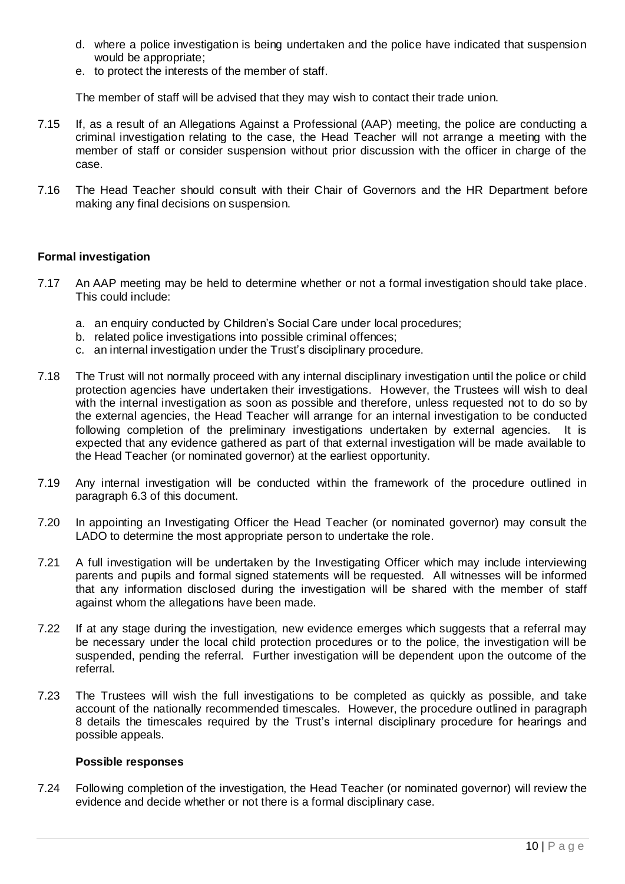d. where a police investigation is being undertaken and the police have indicated that suspension would be appropriate;
e. to protect the interests of the member of staff.

The member of staff will be advised that they may wish to contact their trade union.

7.15 If, as a result of an Allegations Against a Professional (AAP) meeting, the police are conducting a criminal investigation relating to the case, the Head Teacher will not arrange a meeting with the member of staff or consider suspension without prior discussion with the officer in charge of the case.

7.16 The Head Teacher should consult with their Chair of Governors and the HR Department before making any final decisions on suspension.

**Formal investigation**

7.17 An AAP meeting may be held to determine whether or not a formal investigation should take place. This could include:

a. an enquiry conducted by Children's Social Care under local procedures;
b. related police investigations into possible criminal offences;
c. an internal investigation under the Trust's disciplinary procedure.

7.18 The Trust will not normally proceed with any internal disciplinary investigation until the police or child protection agencies have undertaken their investigations. However, the Trustees will wish to deal with the internal investigation as soon as possible and therefore, unless requested not to do so by the external agencies, the Head Teacher will arrange for an internal investigation to be conducted following completion of the preliminary investigations undertaken by external agencies. It is expected that any evidence gathered as part of that external investigation will be made available to the Head Teacher (or nominated governor) at the earliest opportunity.

7.19 Any internal investigation will be conducted within the framework of the procedure outlined in paragraph 6.3 of this document.

7.20 In appointing an Investigating Officer the Head Teacher (or nominated governor) may consult the LADO to determine the most appropriate person to undertake the role.

7.21 A full investigation will be undertaken by the Investigating Officer which may include interviewing parents and pupils and formal signed statements will be requested. All witnesses will be informed that any information disclosed during the investigation will be shared with the member of staff against whom the allegations have been made.

7.22 If at any stage during the investigation, new evidence emerges which suggests that a referral may be necessary under the local child protection procedures or to the police, the investigation will be suspended, pending the referral. Further investigation will be dependent upon the outcome of the referral.

7.23 The Trustees will wish the full investigations to be completed as quickly as possible, and take account of the nationally recommended timescales. However, the procedure outlined in paragraph 8 details the timescales required by the Trust's internal disciplinary procedure for hearings and possible appeals.

**Possible responses**

7.24 Following completion of the investigation, the Head Teacher (or nominated governor) will review the evidence and decide whether or not there is a formal disciplinary case.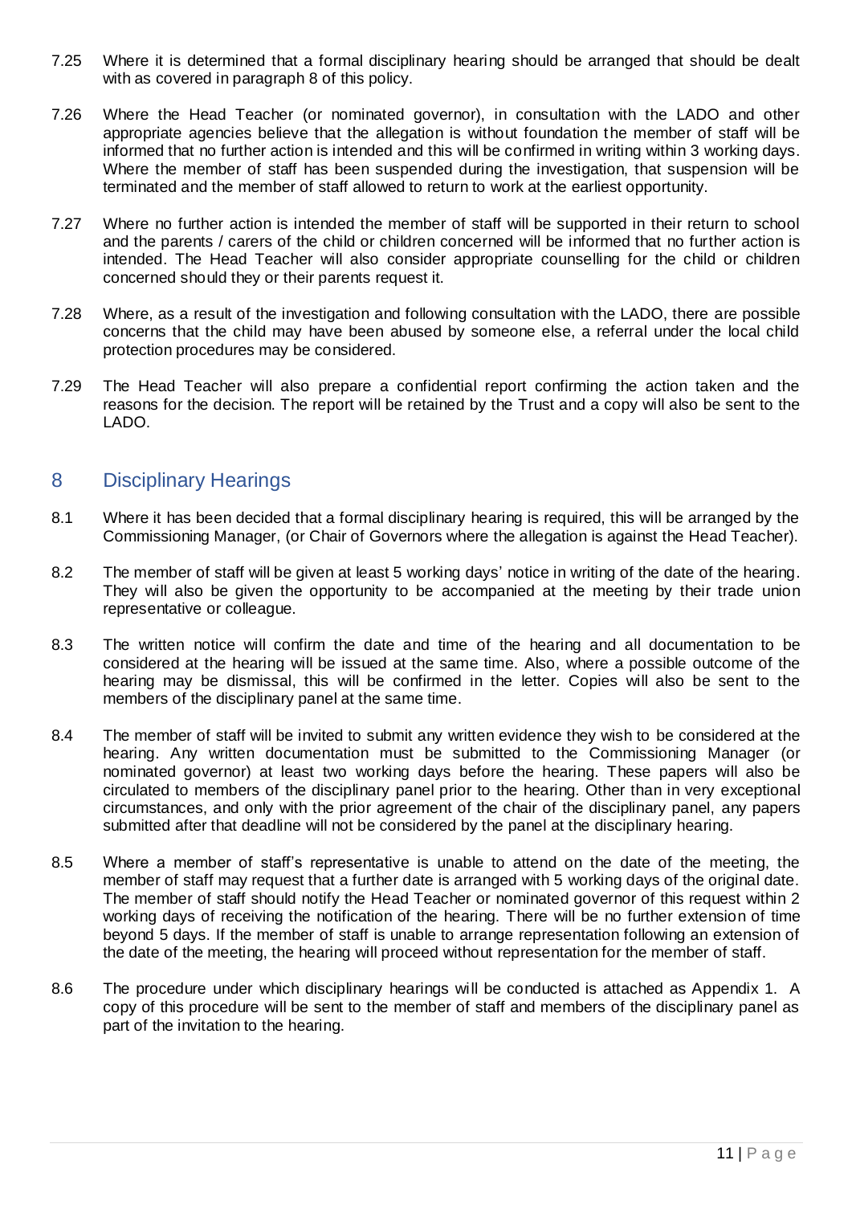7.25 Where it is determined that a formal disciplinary hearing should be arranged that should be dealt with as covered in paragraph 8 of this policy.

7.26 Where the Head Teacher (or nominated governor), in consultation with the LADO and other appropriate agencies believe that the allegation is without foundation the member of staff will be informed that no further action is intended and this will be confirmed in writing within 3 working days. Where the member of staff has been suspended during the investigation, that suspension will be terminated and the member of staff allowed to return to work at the earliest opportunity.

7.27 Where no further action is intended the member of staff will be supported in their return to school and the parents / carers of the child or children concerned will be informed that no further action is intended. The Head Teacher will also consider appropriate counselling for the child or children concerned should they or their parents request it.

7.28 Where, as a result of the investigation and following consultation with the LADO, there are possible concerns that the child may have been abused by someone else, a referral under the local child protection procedures may be considered.

7.29 The Head Teacher will also prepare a confidential report confirming the action taken and the reasons for the decision. The report will be retained by the Trust and a copy will also be sent to the LADO.

## 8 Disciplinary Hearings

8.1 Where it has been decided that a formal disciplinary hearing is required, this will be arranged by the Commissioning Manager, (or Chair of Governors where the allegation is against the Head Teacher).

8.2 The member of staff will be given at least 5 working days' notice in writing of the date of the hearing. They will also be given the opportunity to be accompanied at the meeting by their trade union representative or colleague.

8.3 The written notice will confirm the date and time of the hearing and all documentation to be considered at the hearing will be issued at the same time. Also, where a possible outcome of the hearing may be dismissal, this will be confirmed in the letter. Copies will also be sent to the members of the disciplinary panel at the same time.

8.4 The member of staff will be invited to submit any written evidence they wish to be considered at the hearing. Any written documentation must be submitted to the Commissioning Manager (or nominated governor) at least two working days before the hearing. These papers will also be circulated to members of the disciplinary panel prior to the hearing. Other than in very exceptional circumstances, and only with the prior agreement of the chair of the disciplinary panel, any papers submitted after that deadline will not be considered by the panel at the disciplinary hearing.

8.5 Where a member of staff's representative is unable to attend on the date of the meeting, the member of staff may request that a further date is arranged with 5 working days of the original date. The member of staff should notify the Head Teacher or nominated governor of this request within 2 working days of receiving the notification of the hearing. There will be no further extension of time beyond 5 days. If the member of staff is unable to arrange representation following an extension of the date of the meeting, the hearing will proceed without representation for the member of staff.

8.6 The procedure under which disciplinary hearings will be conducted is attached as Appendix 1. A copy of this procedure will be sent to the member of staff and members of the disciplinary panel as part of the invitation to the hearing.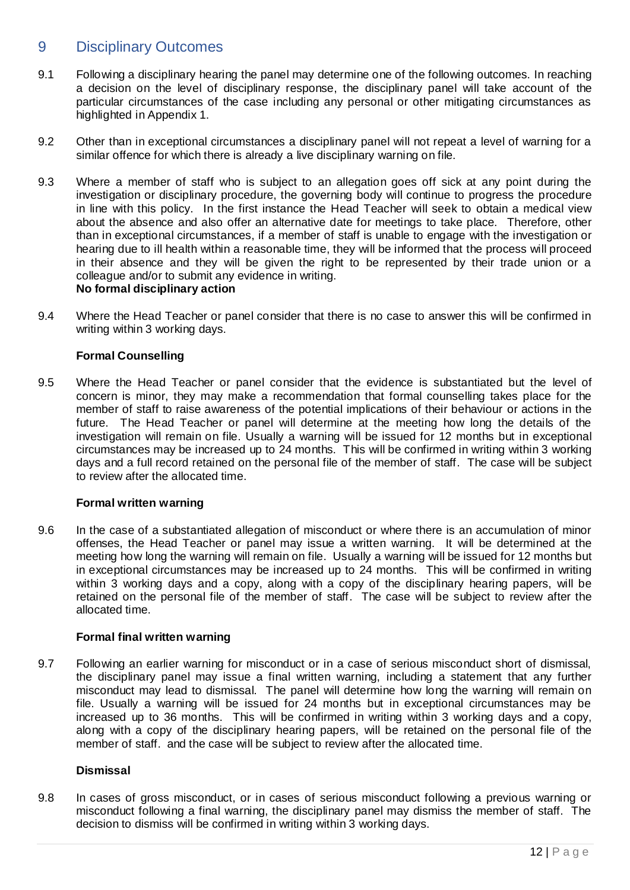## 9 Disciplinary Outcomes

9.1 Following a disciplinary hearing the panel may determine one of the following outcomes. In reaching a decision on the level of disciplinary response, the disciplinary panel will take account of the particular circumstances of the case including any personal or other mitigating circumstances as highlighted in Appendix 1.

9.2 Other than in exceptional circumstances a disciplinary panel will not repeat a level of warning for a similar offence for which there is already a live disciplinary warning on file.

9.3 Where a member of staff who is subject to an allegation goes off sick at any point during the investigation or disciplinary procedure, the governing body will continue to progress the procedure in line with this policy. In the first instance the Head Teacher will seek to obtain a medical view about the absence and also offer an alternative date for meetings to take place. Therefore, other than in exceptional circumstances, if a member of staff is unable to engage with the investigation or hearing due to ill health within a reasonable time, they will be informed that the process will proceed in their absence and they will be given the right to be represented by their trade union or a colleague and/or to submit any evidence in writing.

**No formal disciplinary action**

9.4 Where the Head Teacher or panel consider that there is no case to answer this will be confirmed in writing within 3 working days.

**Formal Counselling**

9.5 Where the Head Teacher or panel consider that the evidence is substantiated but the level of concern is minor, they may make a recommendation that formal counselling takes place for the member of staff to raise awareness of the potential implications of their behaviour or actions in the future. The Head Teacher or panel will determine at the meeting how long the details of the investigation will remain on file. Usually a warning will be issued for 12 months but in exceptional circumstances may be increased up to 24 months. This will be confirmed in writing within 3 working days and a full record retained on the personal file of the member of staff. The case will be subject to review after the allocated time.

**Formal written warning**

9.6 In the case of a substantiated allegation of misconduct or where there is an accumulation of minor offenses, the Head Teacher or panel may issue a written warning. It will be determined at the meeting how long the warning will remain on file. Usually a warning will be issued for 12 months but in exceptional circumstances may be increased up to 24 months. This will be confirmed in writing within 3 working days and a copy, along with a copy of the disciplinary hearing papers, will be retained on the personal file of the member of staff. The case will be subject to review after the allocated time.

**Formal final written warning**

9.7 Following an earlier warning for misconduct or in a case of serious misconduct short of dismissal, the disciplinary panel may issue a final written warning, including a statement that any further misconduct may lead to dismissal. The panel will determine how long the warning will remain on file. Usually a warning will be issued for 24 months but in exceptional circumstances may be increased up to 36 months. This will be confirmed in writing within 3 working days and a copy, along with a copy of the disciplinary hearing papers, will be retained on the personal file of the member of staff. and the case will be subject to review after the allocated time.

**Dismissal**

9.8 In cases of gross misconduct, or in cases of serious misconduct following a previous warning or misconduct following a final warning, the disciplinary panel may dismiss the member of staff. The decision to dismiss will be confirmed in writing within 3 working days.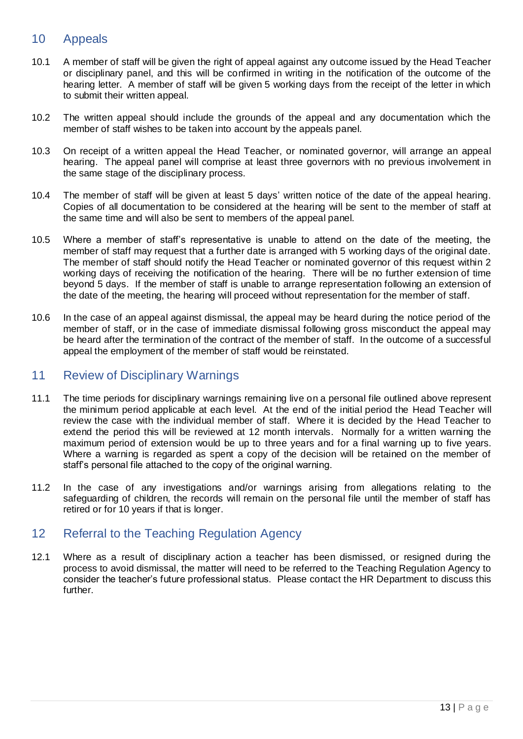## 10 Appeals

10.1 A member of staff will be given the right of appeal against any outcome issued by the Head Teacher or disciplinary panel, and this will be confirmed in writing in the notification of the outcome of the hearing letter. A member of staff will be given 5 working days from the receipt of the letter in which to submit their written appeal.

10.2 The written appeal should include the grounds of the appeal and any documentation which the member of staff wishes to be taken into account by the appeals panel.

10.3 On receipt of a written appeal the Head Teacher, or nominated governor, will arrange an appeal hearing. The appeal panel will comprise at least three governors with no previous involvement in the same stage of the disciplinary process.

10.4 The member of staff will be given at least 5 days' written notice of the date of the appeal hearing. Copies of all documentation to be considered at the hearing will be sent to the member of staff at the same time and will also be sent to members of the appeal panel.

10.5 Where a member of staff's representative is unable to attend on the date of the meeting, the member of staff may request that a further date is arranged with 5 working days of the original date. The member of staff should notify the Head Teacher or nominated governor of this request within 2 working days of receiving the notification of the hearing. There will be no further extension of time beyond 5 days. If the member of staff is unable to arrange representation following an extension of the date of the meeting, the hearing will proceed without representation for the member of staff.

10.6 In the case of an appeal against dismissal, the appeal may be heard during the notice period of the member of staff, or in the case of immediate dismissal following gross misconduct the appeal may be heard after the termination of the contract of the member of staff. In the outcome of a successful appeal the employment of the member of staff would be reinstated.

## 11 Review of Disciplinary Warnings

11.1 The time periods for disciplinary warnings remaining live on a personal file outlined above represent the minimum period applicable at each level. At the end of the initial period the Head Teacher will review the case with the individual member of staff. Where it is decided by the Head Teacher to extend the period this will be reviewed at 12 month intervals. Normally for a written warning the maximum period of extension would be up to three years and for a final warning up to five years. Where a warning is regarded as spent a copy of the decision will be retained on the member of staff's personal file attached to the copy of the original warning.

11.2 In the case of any investigations and/or warnings arising from allegations relating to the safeguarding of children, the records will remain on the personal file until the member of staff has retired or for 10 years if that is longer.

## 12 Referral to the Teaching Regulation Agency

12.1 Where as a result of disciplinary action a teacher has been dismissed, or resigned during the process to avoid dismissal, the matter will need to be referred to the Teaching Regulation Agency to consider the teacher's future professional status. Please contact the HR Department to discuss this further.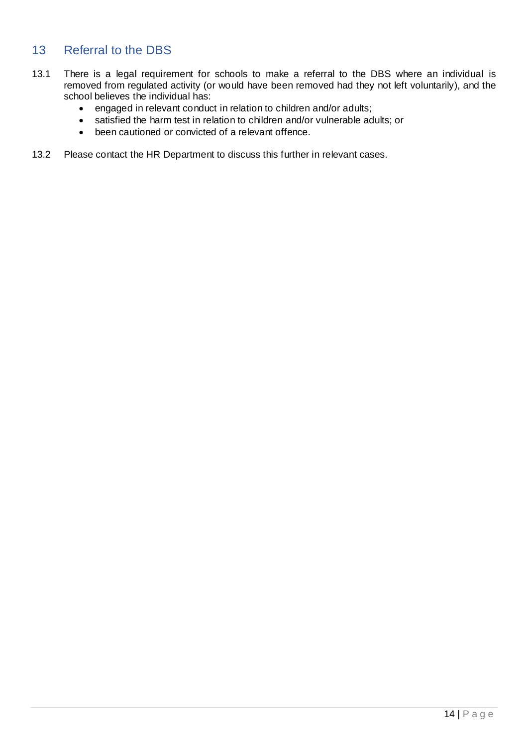## 13 Referral to the DBS

13.1 There is a legal requirement for schools to make a referral to the DBS where an individual is removed from regulated activity (or would have been removed had they not left voluntarily), and the school believes the individual has:

- engaged in relevant conduct in relation to children and/or adults;
- satisfied the harm test in relation to children and/or vulnerable adults; or
- been cautioned or convicted of a relevant offence.

13.2 Please contact the HR Department to discuss this further in relevant cases.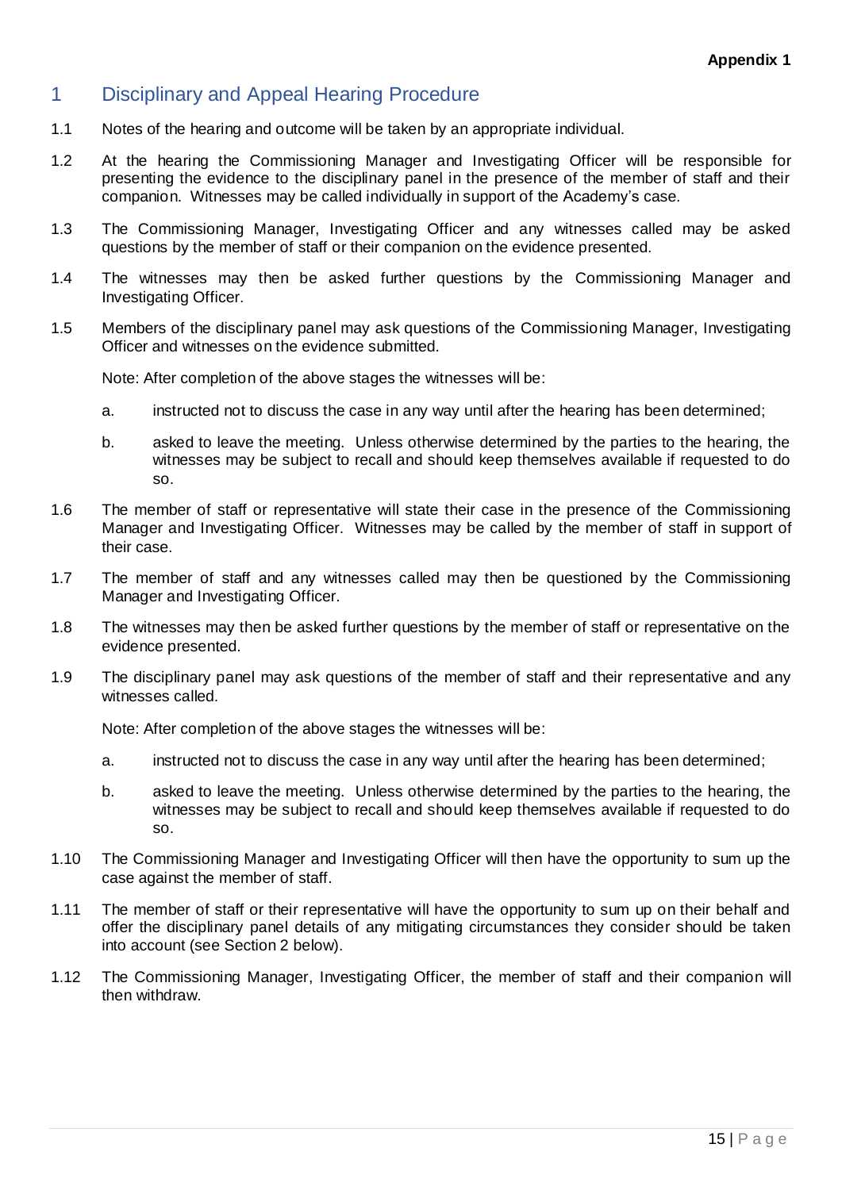**Appendix 1**

# 1 Disciplinary and Appeal Hearing Procedure

1.1 Notes of the hearing and outcome will be taken by an appropriate individual.

1.2 At the hearing the Commissioning Manager and Investigating Officer will be responsible for presenting the evidence to the disciplinary panel in the presence of the member of staff and their companion. Witnesses may be called individually in support of the Academy's case.

1.3 The Commissioning Manager, Investigating Officer and any witnesses called may be asked questions by the member of staff or their companion on the evidence presented.

1.4 The witnesses may then be asked further questions by the Commissioning Manager and Investigating Officer.

1.5 Members of the disciplinary panel may ask questions of the Commissioning Manager, Investigating Officer and witnesses on the evidence submitted.

Note: After completion of the above stages the witnesses will be:

a. instructed not to discuss the case in any way until after the hearing has been determined;

b. asked to leave the meeting. Unless otherwise determined by the parties to the hearing, the witnesses may be subject to recall and should keep themselves available if requested to do so.

1.6 The member of staff or representative will state their case in the presence of the Commissioning Manager and Investigating Officer. Witnesses may be called by the member of staff in support of their case.

1.7 The member of staff and any witnesses called may then be questioned by the Commissioning Manager and Investigating Officer.

1.8 The witnesses may then be asked further questions by the member of staff or representative on the evidence presented.

1.9 The disciplinary panel may ask questions of the member of staff and their representative and any witnesses called.

Note: After completion of the above stages the witnesses will be:

a. instructed not to discuss the case in any way until after the hearing has been determined;

b. asked to leave the meeting. Unless otherwise determined by the parties to the hearing, the witnesses may be subject to recall and should keep themselves available if requested to do so.

1.10 The Commissioning Manager and Investigating Officer will then have the opportunity to sum up the case against the member of staff.

1.11 The member of staff or their representative will have the opportunity to sum up on their behalf and offer the disciplinary panel details of any mitigating circumstances they consider should be taken into account (see Section 2 below).

1.12 The Commissioning Manager, Investigating Officer, the member of staff and their companion will then withdraw.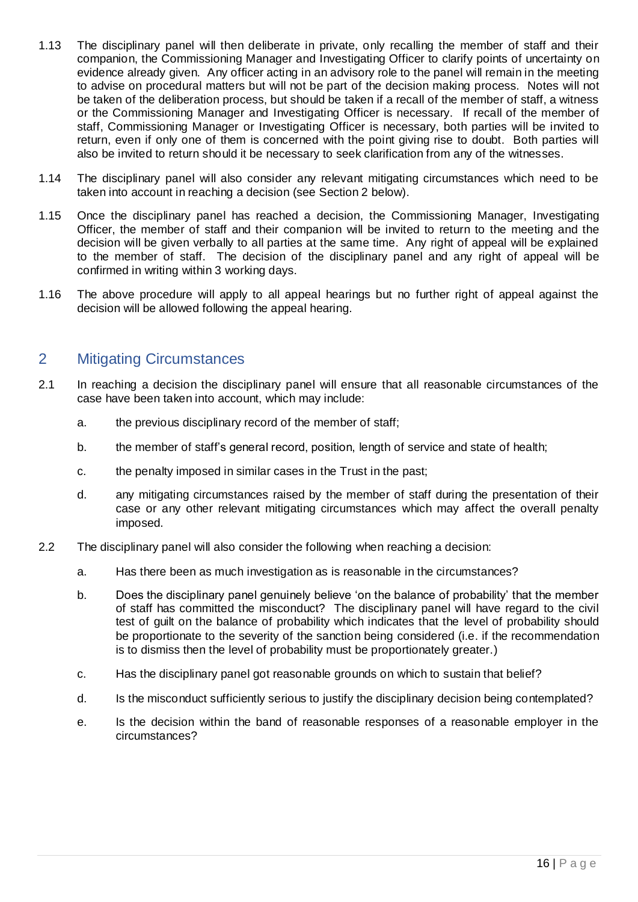1.13 The disciplinary panel will then deliberate in private, only recalling the member of staff and their companion, the Commissioning Manager and Investigating Officer to clarify points of uncertainty on evidence already given. Any officer acting in an advisory role to the panel will remain in the meeting to advise on procedural matters but will not be part of the decision making process. Notes will not be taken of the deliberation process, but should be taken if a recall of the member of staff, a witness or the Commissioning Manager and Investigating Officer is necessary. If recall of the member of staff, Commissioning Manager or Investigating Officer is necessary, both parties will be invited to return, even if only one of them is concerned with the point giving rise to doubt. Both parties will also be invited to return should it be necessary to seek clarification from any of the witnesses.

1.14 The disciplinary panel will also consider any relevant mitigating circumstances which need to be taken into account in reaching a decision (see Section 2 below).

1.15 Once the disciplinary panel has reached a decision, the Commissioning Manager, Investigating Officer, the member of staff and their companion will be invited to return to the meeting and the decision will be given verbally to all parties at the same time. Any right of appeal will be explained to the member of staff. The decision of the disciplinary panel and any right of appeal will be confirmed in writing within 3 working days.

1.16 The above procedure will apply to all appeal hearings but no further right of appeal against the decision will be allowed following the appeal hearing.

## 2 Mitigating Circumstances

2.1 In reaching a decision the disciplinary panel will ensure that all reasonable circumstances of the case have been taken into account, which may include:

a. the previous disciplinary record of the member of staff;

b. the member of staff's general record, position, length of service and state of health;

c. the penalty imposed in similar cases in the Trust in the past;

d. any mitigating circumstances raised by the member of staff during the presentation of their case or any other relevant mitigating circumstances which may affect the overall penalty imposed.

2.2 The disciplinary panel will also consider the following when reaching a decision:

a. Has there been as much investigation as is reasonable in the circumstances?

b. Does the disciplinary panel genuinely believe 'on the balance of probability' that the member of staff has committed the misconduct? The disciplinary panel will have regard to the civil test of guilt on the balance of probability which indicates that the level of probability should be proportionate to the severity of the sanction being considered (i.e. if the recommendation is to dismiss then the level of probability must be proportionately greater.)

c. Has the disciplinary panel got reasonable grounds on which to sustain that belief?

d. Is the misconduct sufficiently serious to justify the disciplinary decision being contemplated?

e. Is the decision within the band of reasonable responses of a reasonable employer in the circumstances?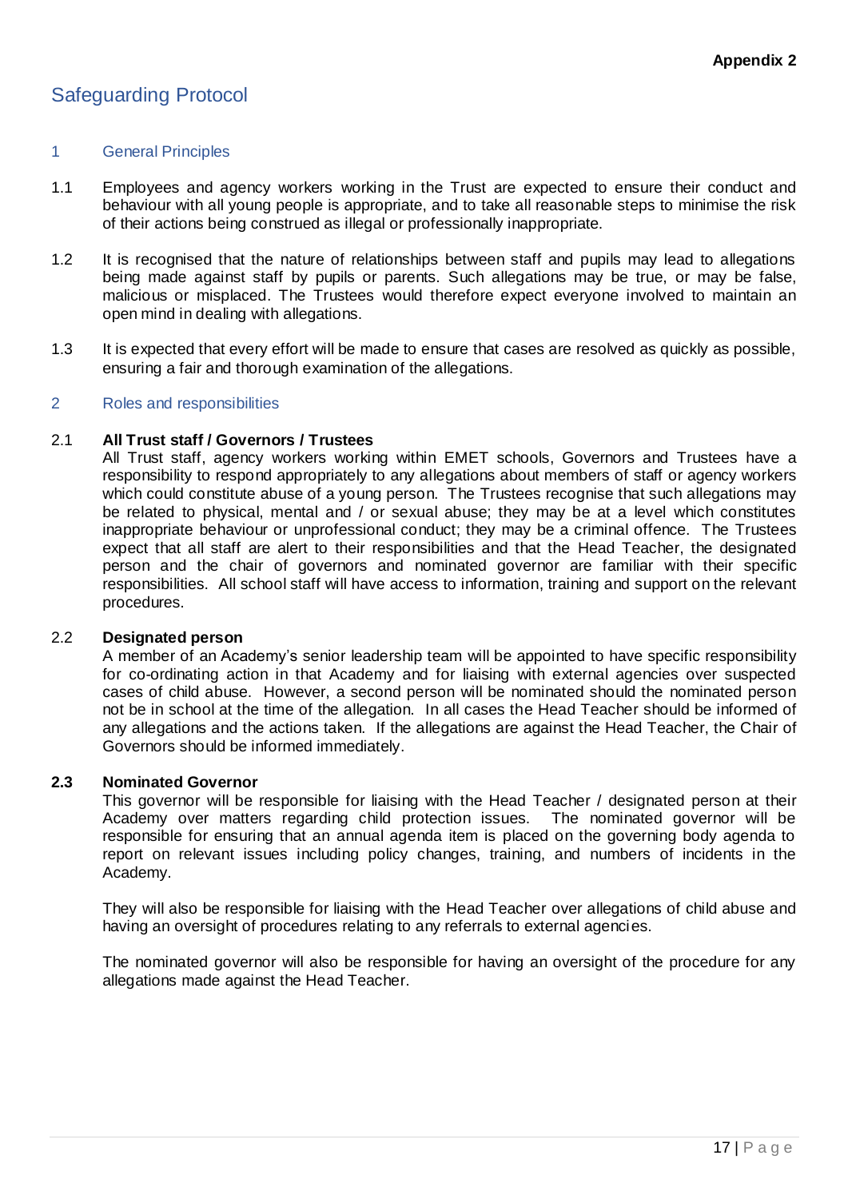**Appendix 2**

# Safeguarding Protocol

## 1 General Principles

1.1 Employees and agency workers working in the Trust are expected to ensure their conduct and behaviour with all young people is appropriate, and to take all reasonable steps to minimise the risk of their actions being construed as illegal or professionally inappropriate.

1.2 It is recognised that the nature of relationships between staff and pupils may lead to allegations being made against staff by pupils or parents. Such allegations may be true, or may be false, malicious or misplaced. The Trustees would therefore expect everyone involved to maintain an open mind in dealing with allegations.

1.3 It is expected that every effort will be made to ensure that cases are resolved as quickly as possible, ensuring a fair and thorough examination of the allegations.

## 2 Roles and responsibilities

2.1 **All Trust staff / Governors / Trustees**

All Trust staff, agency workers working within EMET schools, Governors and Trustees have a responsibility to respond appropriately to any allegations about members of staff or agency workers which could constitute abuse of a young person. The Trustees recognise that such allegations may be related to physical, mental and / or sexual abuse; they may be at a level which constitutes inappropriate behaviour or unprofessional conduct; they may be a criminal offence. The Trustees expect that all staff are alert to their responsibilities and that the Head Teacher, the designated person and the chair of governors and nominated governor are familiar with their specific responsibilities. All school staff will have access to information, training and support on the relevant procedures.

2.2 **Designated person**

A member of an Academy's senior leadership team will be appointed to have specific responsibility for co-ordinating action in that Academy and for liaising with external agencies over suspected cases of child abuse. However, a second person will be nominated should the nominated person not be in school at the time of the allegation. In all cases the Head Teacher should be informed of any allegations and the actions taken. If the allegations are against the Head Teacher, the Chair of Governors should be informed immediately.

**2.3 Nominated Governor**

This governor will be responsible for liaising with the Head Teacher / designated person at their Academy over matters regarding child protection issues. The nominated governor will be responsible for ensuring that an annual agenda item is placed on the governing body agenda to report on relevant issues including policy changes, training, and numbers of incidents in the Academy.

They will also be responsible for liaising with the Head Teacher over allegations of child abuse and having an oversight of procedures relating to any referrals to external agencies.

The nominated governor will also be responsible for having an oversight of the procedure for any allegations made against the Head Teacher.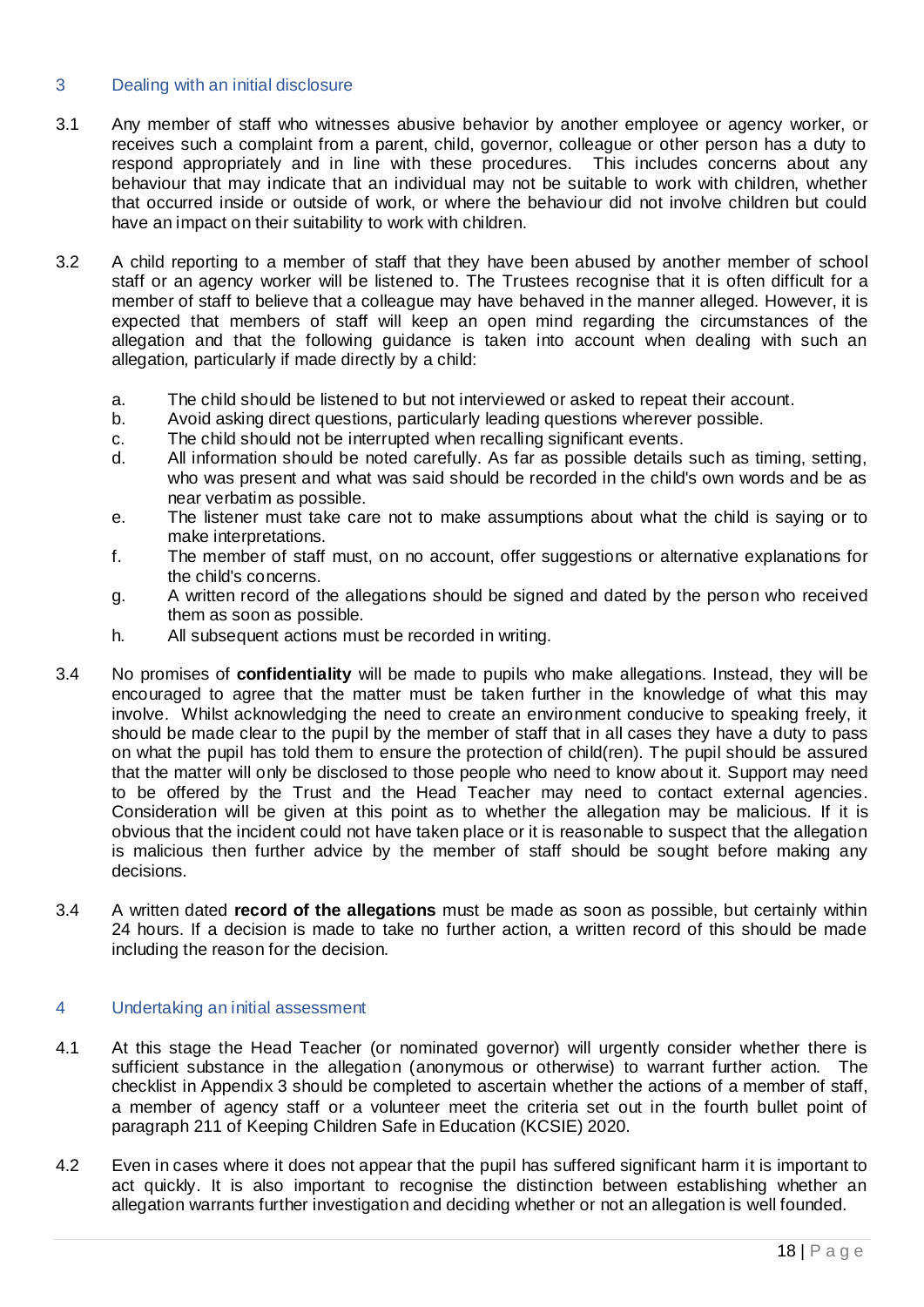## 3 Dealing with an initial disclosure

3.1 Any member of staff who witnesses abusive behavior by another employee or agency worker, or receives such a complaint from a parent, child, governor, colleague or other person has a duty to respond appropriately and in line with these procedures. This includes concerns about any behaviour that may indicate that an individual may not be suitable to work with children, whether that occurred inside or outside of work, or where the behaviour did not involve children but could have an impact on their suitability to work with children.

3.2 A child reporting to a member of staff that they have been abused by another member of school staff or an agency worker will be listened to. The Trustees recognise that it is often difficult for a member of staff to believe that a colleague may have behaved in the manner alleged. However, it is expected that members of staff will keep an open mind regarding the circumstances of the allegation and that the following guidance is taken into account when dealing with such an allegation, particularly if made directly by a child:

a. The child should be listened to but not interviewed or asked to repeat their account.
b. Avoid asking direct questions, particularly leading questions wherever possible.
c. The child should not be interrupted when recalling significant events.
d. All information should be noted carefully. As far as possible details such as timing, setting, who was present and what was said should be recorded in the child's own words and be as near verbatim as possible.
e. The listener must take care not to make assumptions about what the child is saying or to make interpretations.
f. The member of staff must, on no account, offer suggestions or alternative explanations for the child's concerns.
g. A written record of the allegations should be signed and dated by the person who received them as soon as possible.
h. All subsequent actions must be recorded in writing.

3.4 No promises of **confidentiality** will be made to pupils who make allegations. Instead, they will be encouraged to agree that the matter must be taken further in the knowledge of what this may involve. Whilst acknowledging the need to create an environment conducive to speaking freely, it should be made clear to the pupil by the member of staff that in all cases they have a duty to pass on what the pupil has told them to ensure the protection of child(ren). The pupil should be assured that the matter will only be disclosed to those people who need to know about it. Support may need to be offered by the Trust and the Head Teacher may need to contact external agencies. Consideration will be given at this point as to whether the allegation may be malicious. If it is obvious that the incident could not have taken place or it is reasonable to suspect that the allegation is malicious then further advice by the member of staff should be sought before making any decisions.

3.4 A written dated **record of the allegations** must be made as soon as possible, but certainly within 24 hours. If a decision is made to take no further action, a written record of this should be made including the reason for the decision.

## 4 Undertaking an initial assessment

4.1 At this stage the Head Teacher (or nominated governor) will urgently consider whether there is sufficient substance in the allegation (anonymous or otherwise) to warrant further action. The checklist in Appendix 3 should be completed to ascertain whether the actions of a member of staff, a member of agency staff or a volunteer meet the criteria set out in the fourth bullet point of paragraph 211 of Keeping Children Safe in Education (KCSIE) 2020.

4.2 Even in cases where it does not appear that the pupil has suffered significant harm it is important to act quickly. It is also important to recognise the distinction between establishing whether an allegation warrants further investigation and deciding whether or not an allegation is well founded.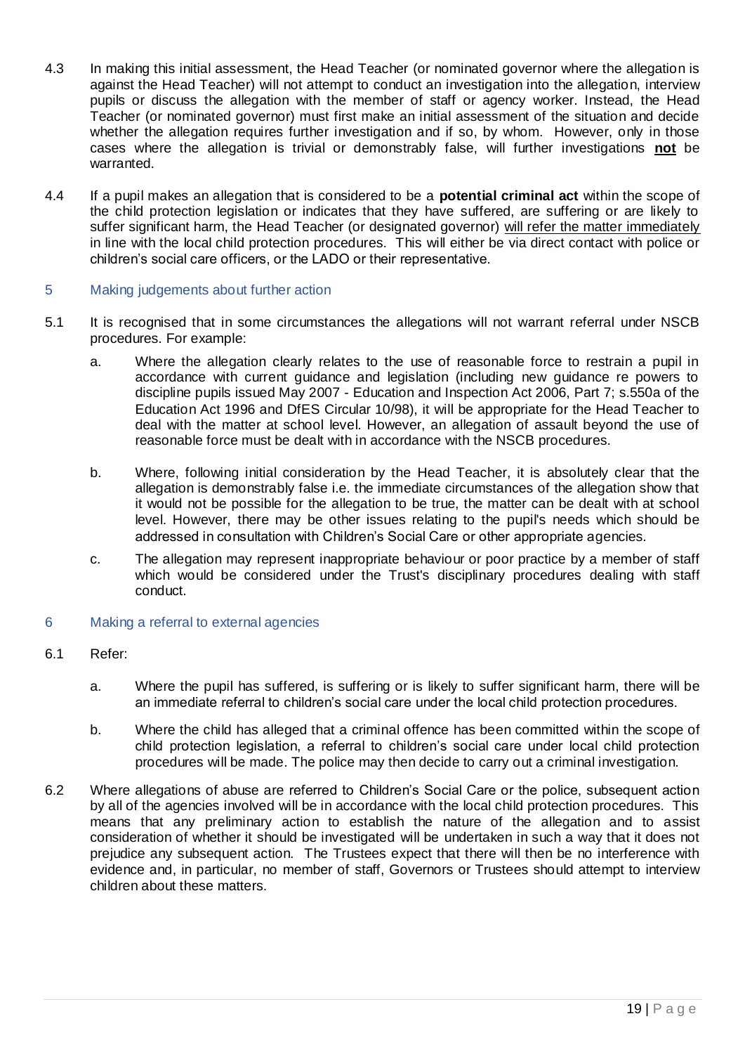4.3 In making this initial assessment, the Head Teacher (or nominated governor where the allegation is against the Head Teacher) will not attempt to conduct an investigation into the allegation, interview pupils or discuss the allegation with the member of staff or agency worker. Instead, the Head Teacher (or nominated governor) must first make an initial assessment of the situation and decide whether the allegation requires further investigation and if so, by whom. However, only in those cases where the allegation is trivial or demonstrably false, will further investigations **not** be warranted.

4.4 If a pupil makes an allegation that is considered to be a **potential criminal act** within the scope of the child protection legislation or indicates that they have suffered, are suffering or are likely to suffer significant harm, the Head Teacher (or designated governor) will refer the matter immediately in line with the local child protection procedures. This will either be via direct contact with police or children's social care officers, or the LADO or their representative.

## 5 Making judgements about further action

5.1 It is recognised that in some circumstances the allegations will not warrant referral under NSCB procedures. For example:

a. Where the allegation clearly relates to the use of reasonable force to restrain a pupil in accordance with current guidance and legislation (including new guidance re powers to discipline pupils issued May 2007 - Education and Inspection Act 2006, Part 7; s.550a of the Education Act 1996 and DfES Circular 10/98), it will be appropriate for the Head Teacher to deal with the matter at school level. However, an allegation of assault beyond the use of reasonable force must be dealt with in accordance with the NSCB procedures.

b. Where, following initial consideration by the Head Teacher, it is absolutely clear that the allegation is demonstrably false i.e. the immediate circumstances of the allegation show that it would not be possible for the allegation to be true, the matter can be dealt with at school level. However, there may be other issues relating to the pupil's needs which should be addressed in consultation with Children's Social Care or other appropriate agencies.

c. The allegation may represent inappropriate behaviour or poor practice by a member of staff which would be considered under the Trust's disciplinary procedures dealing with staff conduct.

## 6 Making a referral to external agencies

6.1 Refer:

a. Where the pupil has suffered, is suffering or is likely to suffer significant harm, there will be an immediate referral to children's social care under the local child protection procedures.

b. Where the child has alleged that a criminal offence has been committed within the scope of child protection legislation, a referral to children's social care under local child protection procedures will be made. The police may then decide to carry out a criminal investigation.

6.2 Where allegations of abuse are referred to Children's Social Care or the police, subsequent action by all of the agencies involved will be in accordance with the local child protection procedures. This means that any preliminary action to establish the nature of the allegation and to assist consideration of whether it should be investigated will be undertaken in such a way that it does not prejudice any subsequent action. The Trustees expect that there will then be no interference with evidence and, in particular, no member of staff, Governors or Trustees should attempt to interview children about these matters.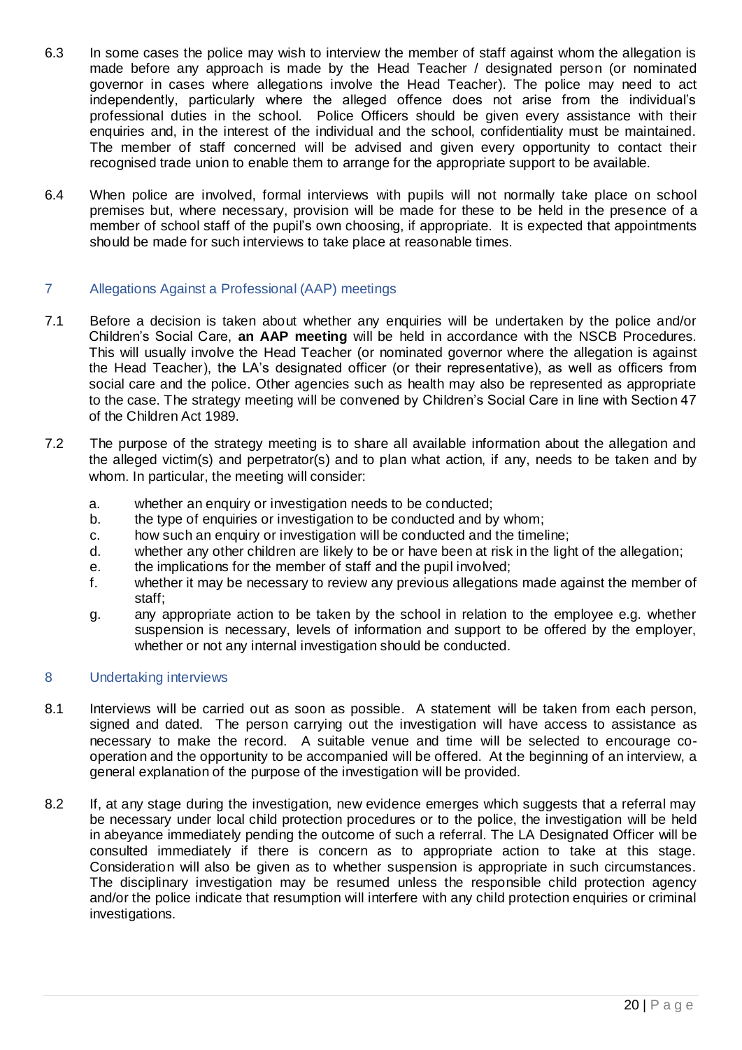6.3 In some cases the police may wish to interview the member of staff against whom the allegation is made before any approach is made by the Head Teacher / designated person (or nominated governor in cases where allegations involve the Head Teacher). The police may need to act independently, particularly where the alleged offence does not arise from the individual's professional duties in the school. Police Officers should be given every assistance with their enquiries and, in the interest of the individual and the school, confidentiality must be maintained. The member of staff concerned will be advised and given every opportunity to contact their recognised trade union to enable them to arrange for the appropriate support to be available.

6.4 When police are involved, formal interviews with pupils will not normally take place on school premises but, where necessary, provision will be made for these to be held in the presence of a member of school staff of the pupil's own choosing, if appropriate. It is expected that appointments should be made for such interviews to take place at reasonable times.

## 7 Allegations Against a Professional (AAP) meetings

7.1 Before a decision is taken about whether any enquiries will be undertaken by the police and/or Children's Social Care, **an AAP meeting** will be held in accordance with the NSCB Procedures. This will usually involve the Head Teacher (or nominated governor where the allegation is against the Head Teacher), the LA's designated officer (or their representative), as well as officers from social care and the police. Other agencies such as health may also be represented as appropriate to the case. The strategy meeting will be convened by Children's Social Care in line with Section 47 of the Children Act 1989.

7.2 The purpose of the strategy meeting is to share all available information about the allegation and the alleged victim(s) and perpetrator(s) and to plan what action, if any, needs to be taken and by whom. In particular, the meeting will consider:

a. whether an enquiry or investigation needs to be conducted;
b. the type of enquiries or investigation to be conducted and by whom;
c. how such an enquiry or investigation will be conducted and the timeline;
d. whether any other children are likely to be or have been at risk in the light of the allegation;
e. the implications for the member of staff and the pupil involved;
f. whether it may be necessary to review any previous allegations made against the member of staff;
g. any appropriate action to be taken by the school in relation to the employee e.g. whether suspension is necessary, levels of information and support to be offered by the employer, whether or not any internal investigation should be conducted.

## 8 Undertaking interviews

8.1 Interviews will be carried out as soon as possible. A statement will be taken from each person, signed and dated. The person carrying out the investigation will have access to assistance as necessary to make the record. A suitable venue and time will be selected to encourage co-operation and the opportunity to be accompanied will be offered. At the beginning of an interview, a general explanation of the purpose of the investigation will be provided.

8.2 If, at any stage during the investigation, new evidence emerges which suggests that a referral may be necessary under local child protection procedures or to the police, the investigation will be held in abeyance immediately pending the outcome of such a referral. The LA Designated Officer will be consulted immediately if there is concern as to appropriate action to take at this stage. Consideration will also be given as to whether suspension is appropriate in such circumstances. The disciplinary investigation may be resumed unless the responsible child protection agency and/or the police indicate that resumption will interfere with any child protection enquiries or criminal investigations.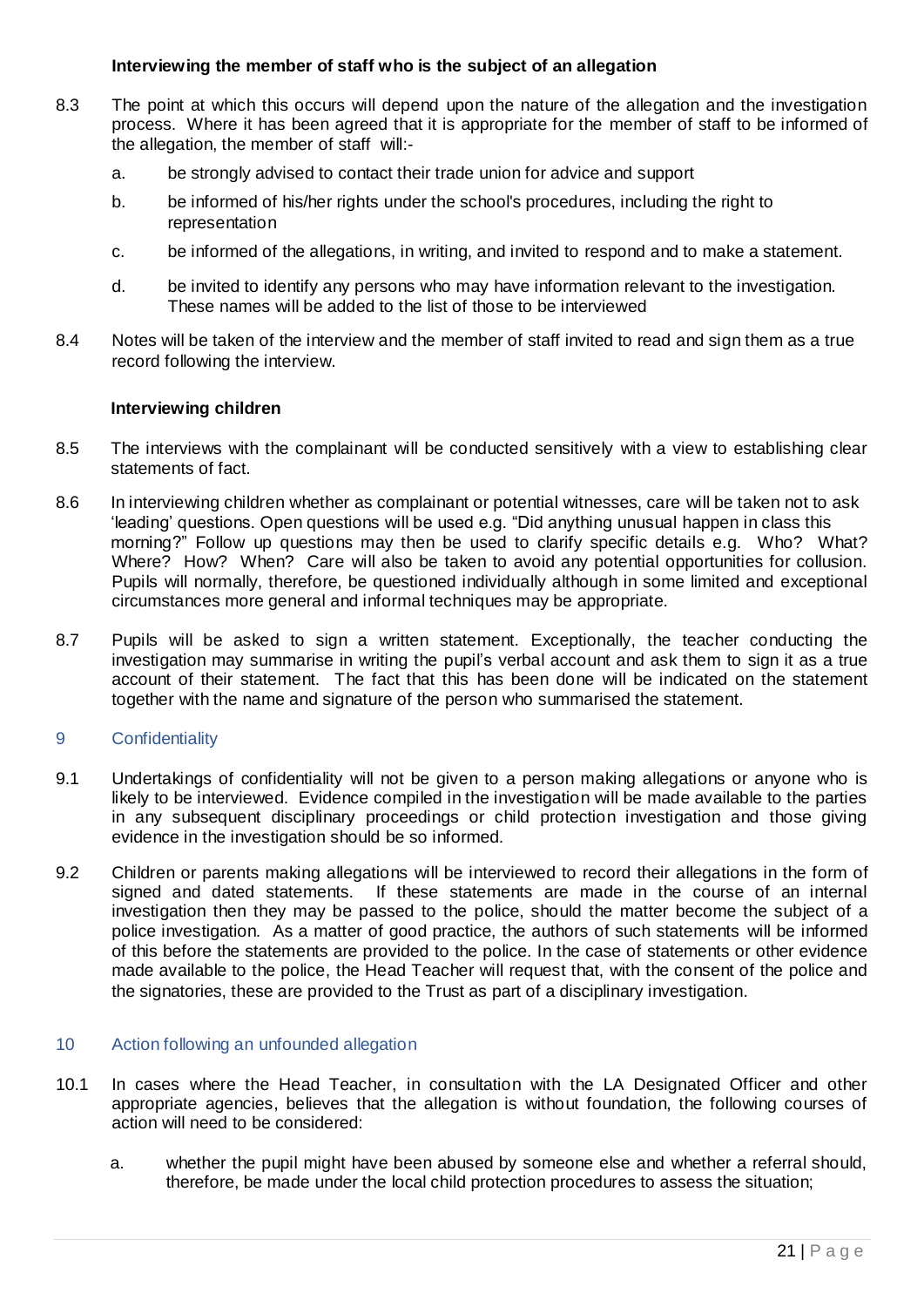**Interviewing the member of staff who is the subject of an allegation**

8.3 The point at which this occurs will depend upon the nature of the allegation and the investigation process. Where it has been agreed that it is appropriate for the member of staff to be informed of the allegation, the member of staff will:-

a. be strongly advised to contact their trade union for advice and support

b. be informed of his/her rights under the school's procedures, including the right to representation

c. be informed of the allegations, in writing, and invited to respond and to make a statement.

d. be invited to identify any persons who may have information relevant to the investigation. These names will be added to the list of those to be interviewed

8.4 Notes will be taken of the interview and the member of staff invited to read and sign them as a true record following the interview.

**Interviewing children**

8.5 The interviews with the complainant will be conducted sensitively with a view to establishing clear statements of fact.

8.6 In interviewing children whether as complainant or potential witnesses, care will be taken not to ask 'leading' questions. Open questions will be used e.g. "Did anything unusual happen in class this morning?" Follow up questions may then be used to clarify specific details e.g. Who? What? Where? How? When? Care will also be taken to avoid any potential opportunities for collusion. Pupils will normally, therefore, be questioned individually although in some limited and exceptional circumstances more general and informal techniques may be appropriate.

8.7 Pupils will be asked to sign a written statement. Exceptionally, the teacher conducting the investigation may summarise in writing the pupil's verbal account and ask them to sign it as a true account of their statement. The fact that this has been done will be indicated on the statement together with the name and signature of the person who summarised the statement.

## 9 Confidentiality

9.1 Undertakings of confidentiality will not be given to a person making allegations or anyone who is likely to be interviewed. Evidence compiled in the investigation will be made available to the parties in any subsequent disciplinary proceedings or child protection investigation and those giving evidence in the investigation should be so informed.

9.2 Children or parents making allegations will be interviewed to record their allegations in the form of signed and dated statements. If these statements are made in the course of an internal investigation then they may be passed to the police, should the matter become the subject of a police investigation. As a matter of good practice, the authors of such statements will be informed of this before the statements are provided to the police. In the case of statements or other evidence made available to the police, the Head Teacher will request that, with the consent of the police and the signatories, these are provided to the Trust as part of a disciplinary investigation.

## 10 Action following an unfounded allegation

10.1 In cases where the Head Teacher, in consultation with the LA Designated Officer and other appropriate agencies, believes that the allegation is without foundation, the following courses of action will need to be considered:

a. whether the pupil might have been abused by someone else and whether a referral should, therefore, be made under the local child protection procedures to assess the situation;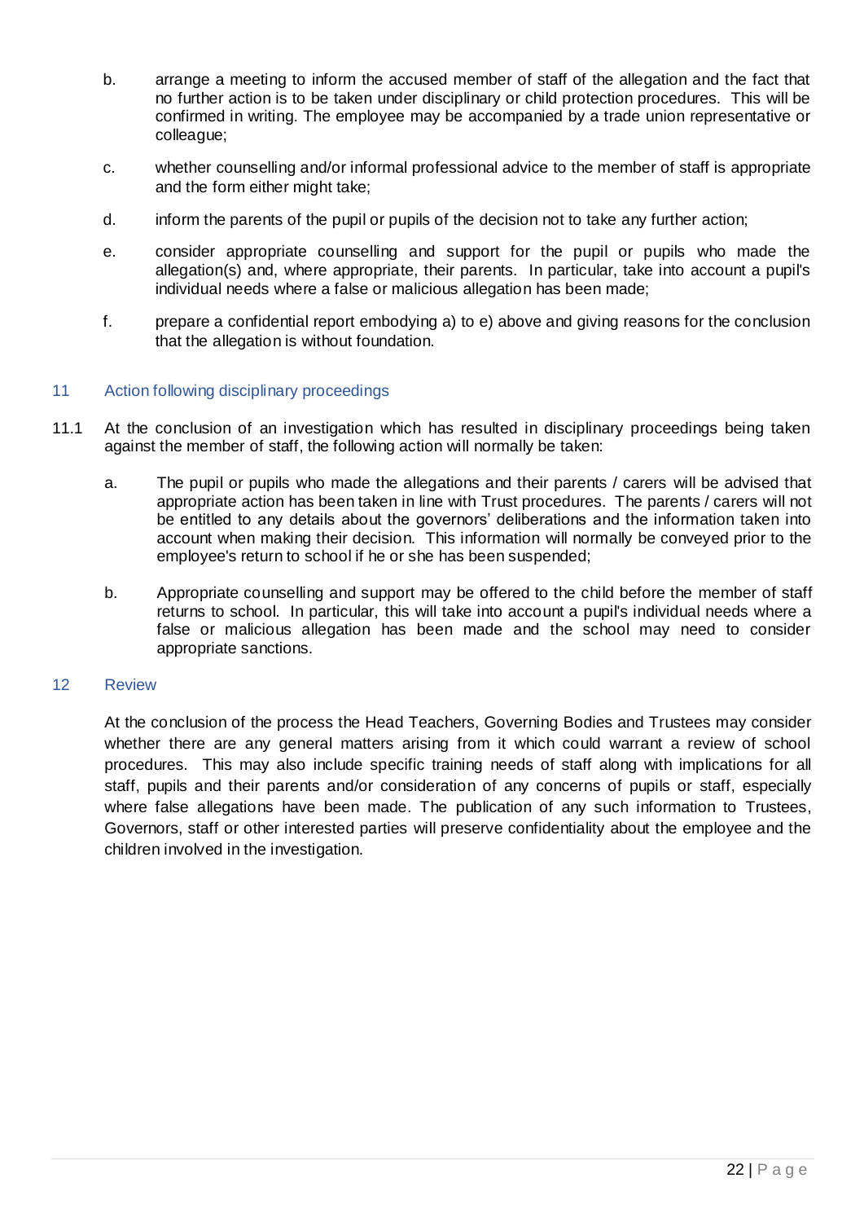b. arrange a meeting to inform the accused member of staff of the allegation and the fact that no further action is to be taken under disciplinary or child protection procedures. This will be confirmed in writing. The employee may be accompanied by a trade union representative or colleague;

c. whether counselling and/or informal professional advice to the member of staff is appropriate and the form either might take;

d. inform the parents of the pupil or pupils of the decision not to take any further action;

e. consider appropriate counselling and support for the pupil or pupils who made the allegation(s) and, where appropriate, their parents. In particular, take into account a pupil's individual needs where a false or malicious allegation has been made;

f. prepare a confidential report embodying a) to e) above and giving reasons for the conclusion that the allegation is without foundation.

## 11 Action following disciplinary proceedings

11.1 At the conclusion of an investigation which has resulted in disciplinary proceedings being taken against the member of staff, the following action will normally be taken:

a. The pupil or pupils who made the allegations and their parents / carers will be advised that appropriate action has been taken in line with Trust procedures. The parents / carers will not be entitled to any details about the governors' deliberations and the information taken into account when making their decision. This information will normally be conveyed prior to the employee's return to school if he or she has been suspended;

b. Appropriate counselling and support may be offered to the child before the member of staff returns to school. In particular, this will take into account a pupil's individual needs where a false or malicious allegation has been made and the school may need to consider appropriate sanctions.

## 12 Review

At the conclusion of the process the Head Teachers, Governing Bodies and Trustees may consider whether there are any general matters arising from it which could warrant a review of school procedures. This may also include specific training needs of staff along with implications for all staff, pupils and their parents and/or consideration of any concerns of pupils or staff, especially where false allegations have been made. The publication of any such information to Trustees, Governors, staff or other interested parties will preserve confidentiality about the employee and the children involved in the investigation.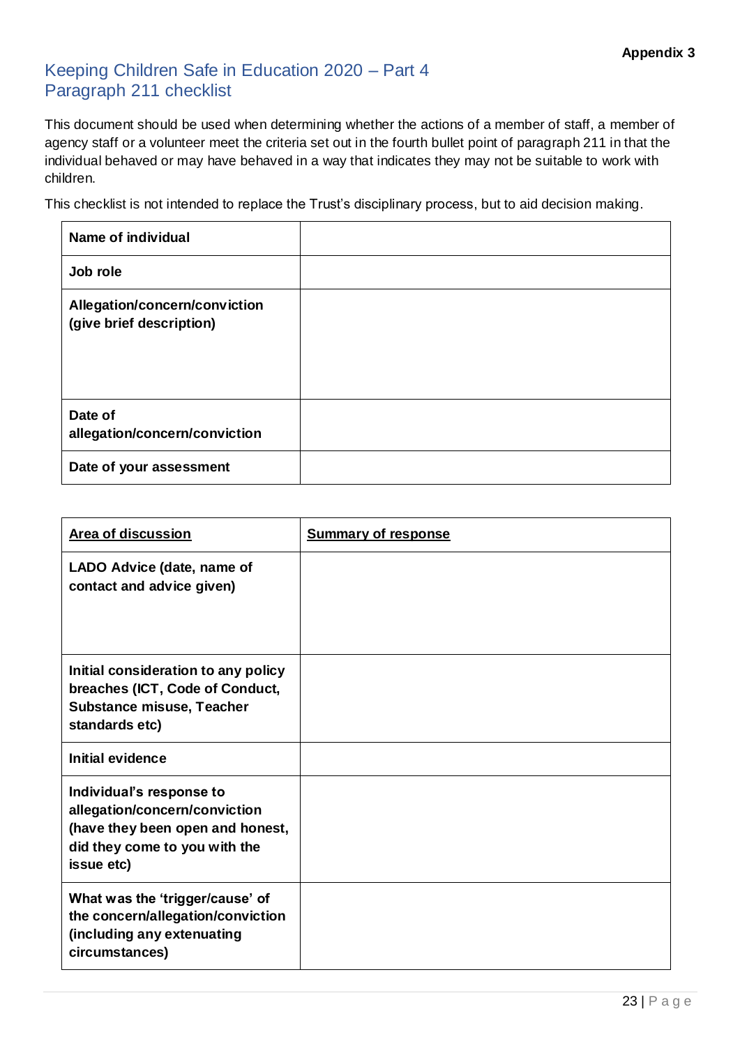**Appendix 3**

# Keeping Children Safe in Education 2020 – Part 4 Paragraph 211 checklist

This document should be used when determining whether the actions of a member of staff, a member of agency staff or a volunteer meet the criteria set out in the fourth bullet point of paragraph 211 in that the individual behaved or may have behaved in a way that indicates they may not be suitable to work with children.

This checklist is not intended to replace the Trust's disciplinary process, but to aid decision making.

| | |
|---|---|
| **Name of individual** | |
| **Job role** | |
| **Allegation/concern/conviction (give brief description)** | |
| **Date of allegation/concern/conviction** | |
| **Date of your assessment** | |

| **Area of discussion** | **Summary of response** |
|---|---|
| **LADO Advice (date, name of contact and advice given)** | |
| **Initial consideration to any policy breaches (ICT, Code of Conduct, Substance misuse, Teacher standards etc)** | |
| **Initial evidence** | |
| **Individual's response to allegation/concern/conviction (have they been open and honest, did they come to you with the issue etc)** | |
| **What was the 'trigger/cause' of the concern/allegation/conviction (including any extenuating circumstances)** | |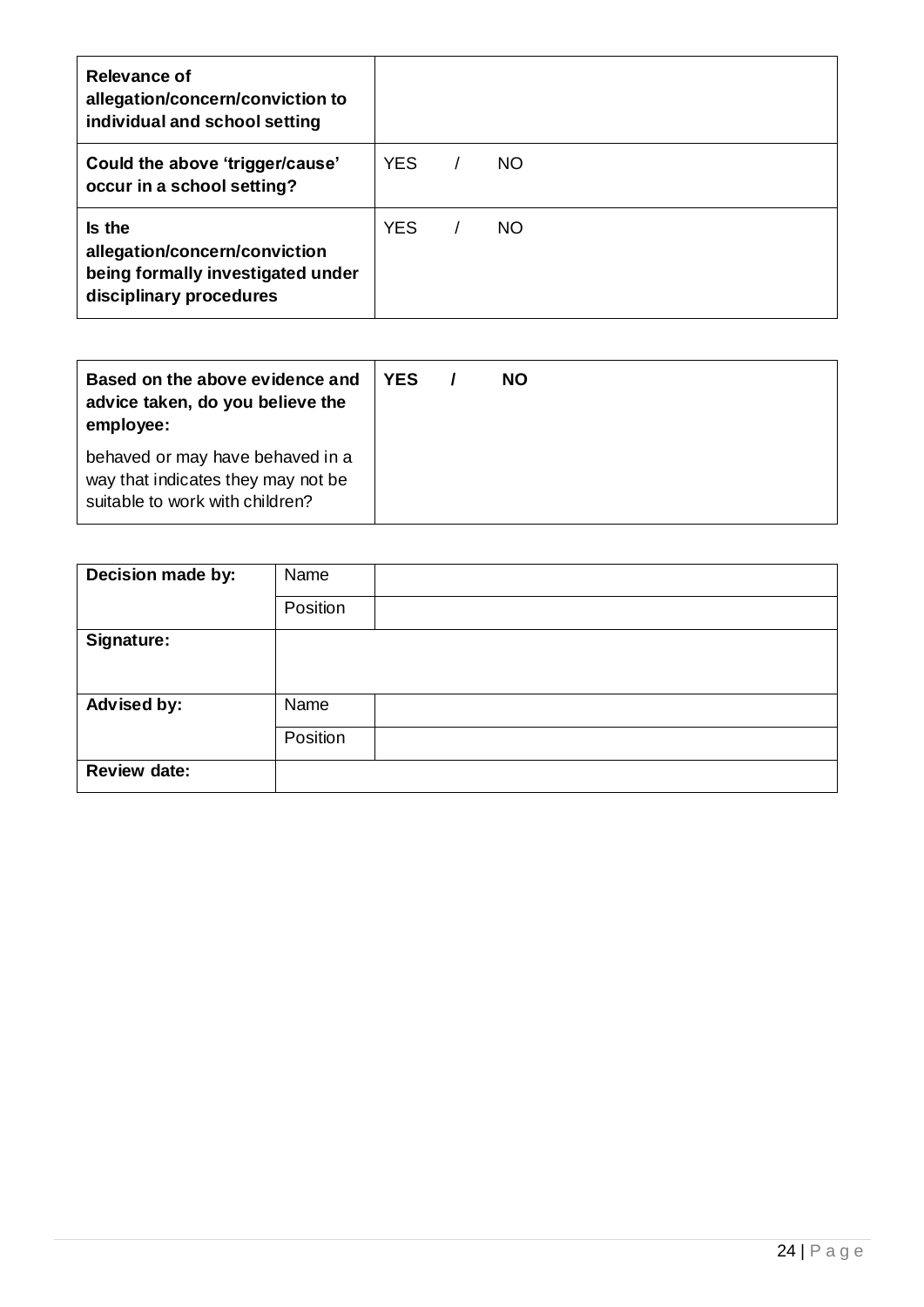| **Relevance of allegation/concern/conviction to individual and school setting** | |
|---|---|
| **Could the above 'trigger/cause' occur in a school setting?** | YES / NO |
| **Is the allegation/concern/conviction being formally investigated under disciplinary procedures** | YES / NO |

| **Based on the above evidence and advice taken, do you believe the employee:** behaved or may have behaved in a way that indicates they may not be suitable to work with children? | **YES / NO** |
|---|---|

| **Decision made by:** | Name | |
|---|---|---|
| | Position | |
| **Signature:** | | |
| **Advised by:** | Name | |
| | Position | |
| **Review date:** | | |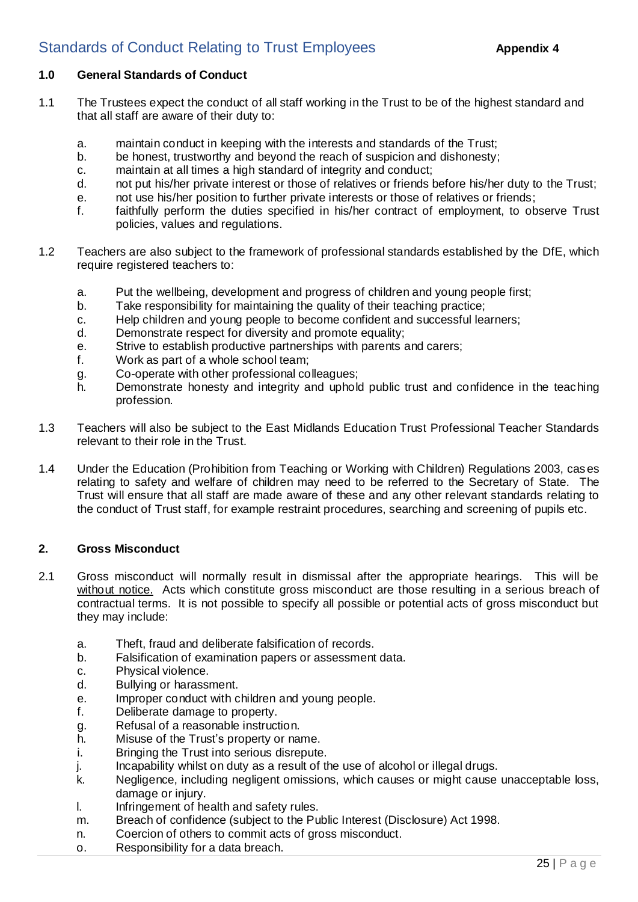# Standards of Conduct Relating to Trust Employees

**Appendix 4**

## 1.0 General Standards of Conduct

1.1 The Trustees expect the conduct of all staff working in the Trust to be of the highest standard and that all staff are aware of their duty to:

a. maintain conduct in keeping with the interests and standards of the Trust;
b. be honest, trustworthy and beyond the reach of suspicion and dishonesty;
c. maintain at all times a high standard of integrity and conduct;
d. not put his/her private interest or those of relatives or friends before his/her duty to the Trust;
e. not use his/her position to further private interests or those of relatives or friends;
f. faithfully perform the duties specified in his/her contract of employment, to observe Trust policies, values and regulations.

1.2 Teachers are also subject to the framework of professional standards established by the DfE, which require registered teachers to:

a. Put the wellbeing, development and progress of children and young people first;
b. Take responsibility for maintaining the quality of their teaching practice;
c. Help children and young people to become confident and successful learners;
d. Demonstrate respect for diversity and promote equality;
e. Strive to establish productive partnerships with parents and carers;
f. Work as part of a whole school team;
g. Co-operate with other professional colleagues;
h. Demonstrate honesty and integrity and uphold public trust and confidence in the teaching profession.

1.3 Teachers will also be subject to the East Midlands Education Trust Professional Teacher Standards relevant to their role in the Trust.

1.4 Under the Education (Prohibition from Teaching or Working with Children) Regulations 2003, cases relating to safety and welfare of children may need to be referred to the Secretary of State. The Trust will ensure that all staff are made aware of these and any other relevant standards relating to the conduct of Trust staff, for example restraint procedures, searching and screening of pupils etc.

## 2. Gross Misconduct

2.1 Gross misconduct will normally result in dismissal after the appropriate hearings. This will be without notice. Acts which constitute gross misconduct are those resulting in a serious breach of contractual terms. It is not possible to specify all possible or potential acts of gross misconduct but they may include:

a. Theft, fraud and deliberate falsification of records.
b. Falsification of examination papers or assessment data.
c. Physical violence.
d. Bullying or harassment.
e. Improper conduct with children and young people.
f. Deliberate damage to property.
g. Refusal of a reasonable instruction.
h. Misuse of the Trust's property or name.
i. Bringing the Trust into serious disrepute.
j. Incapability whilst on duty as a result of the use of alcohol or illegal drugs.
k. Negligence, including negligent omissions, which causes or might cause unacceptable loss, damage or injury.
l. Infringement of health and safety rules.
m. Breach of confidence (subject to the Public Interest (Disclosure) Act 1998.
n. Coercion of others to commit acts of gross misconduct.
o. Responsibility for a data breach.